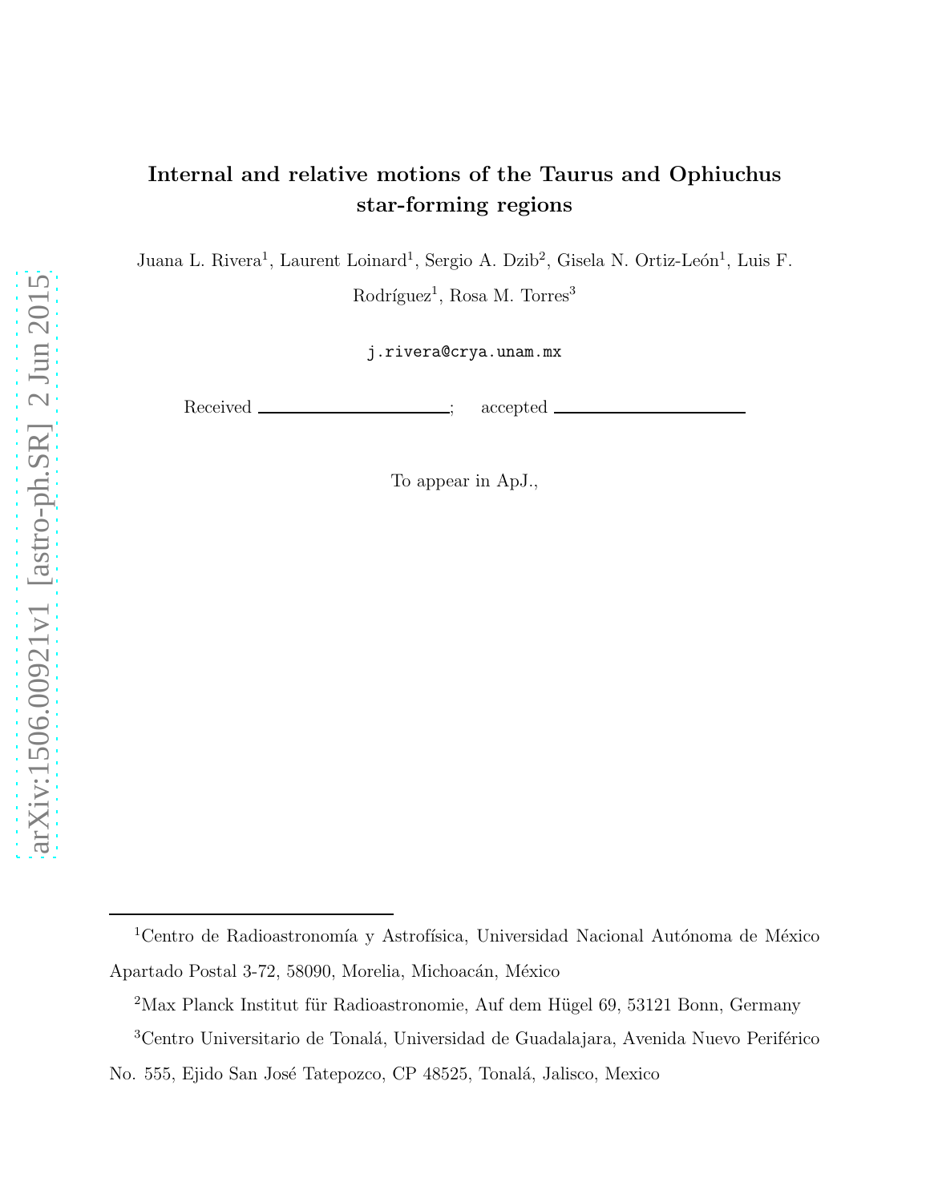# Internal and relative motions of the Taurus and Ophiuchus star-forming regions

Juana L. Rivera[1], Laurent Loinard[1], Sergio A. Dzib[2], Gisela N. Ortiz-León[1], Luis F. Rodríguez[1], Rosa M. Torres[3]

j.rivera@crya.unam.mx

Received \_\_\_\_\_\_\_\_\_\_\_\_\_\_\_\_\_\_\_\_; accepted \_\_\_\_\_\_\_\_\_\_\_\_\_\_\_\_\_\_\_\_

To appear in ApJ.,

---

[1]Centro de Radioastronomía y Astrofísica, Universidad Nacional Autónoma de México Apartado Postal 3-72, 58090, Morelia, Michoacán, México

[2]Max Planck Institut für Radioastronomie, Auf dem Hügel 69, 53121 Bonn, Germany

[3]Centro Universitario de Tonalá, Universidad de Guadalajara, Avenida Nuevo Periférico No. 555, Ejido San José Tatepozco, CP 48525, Tonalá, Jalisco, Mexico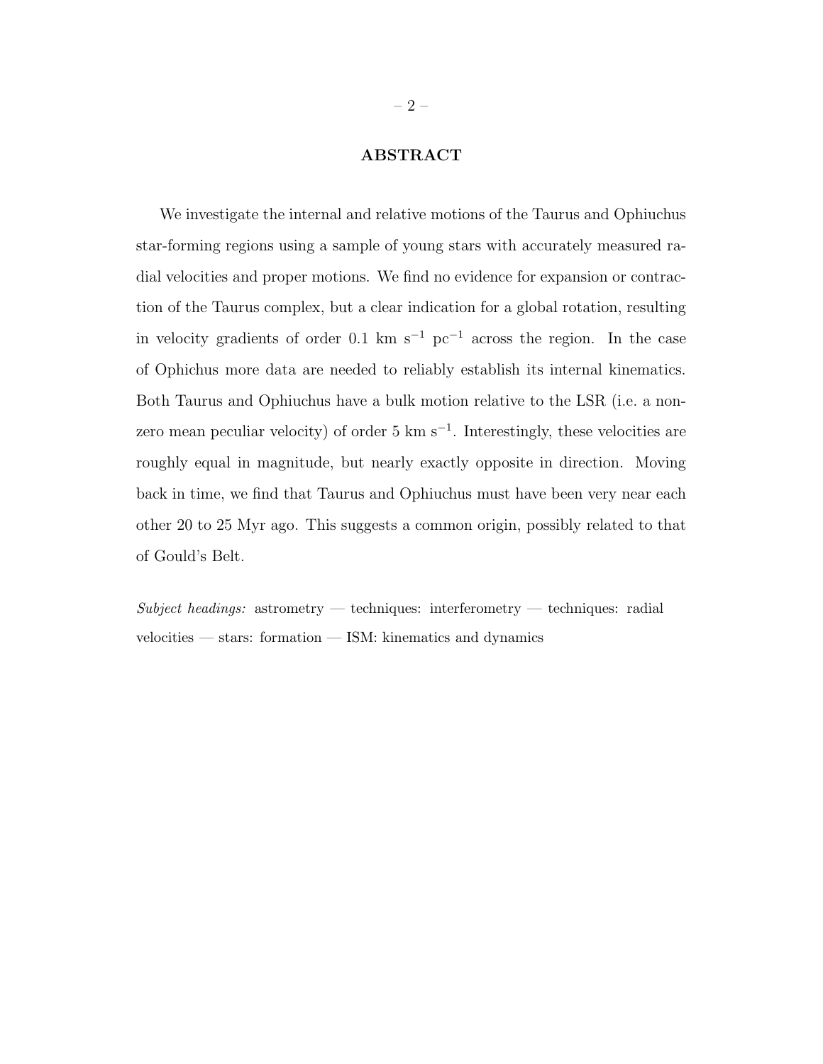## ABSTRACT

We investigate the internal and relative motions of the Taurus and Ophiuchus star-forming regions using a sample of young stars with accurately measured radial velocities and proper motions. We find no evidence for expansion or contraction of the Taurus complex, but a clear indication for a global rotation, resulting in velocity gradients of order 0.1 km $s^{-1}$ $pc^{-1}$ across the region. In the case of Ophichus more data are needed to reliably establish its internal kinematics. Both Taurus and Ophiuchus have a bulk motion relative to the LSR (i.e. a non-zero mean peculiar velocity) of order 5 km $s^{-1}$. Interestingly, these velocities are roughly equal in magnitude, but nearly exactly opposite in direction. Moving back in time, we find that Taurus and Ophiuchus must have been very near each other 20 to 25 Myr ago. This suggests a common origin, possibly related to that of Gould's Belt.

*Subject headings:* astrometry — techniques: interferometry — techniques: radial velocities — stars: formation — ISM: kinematics and dynamics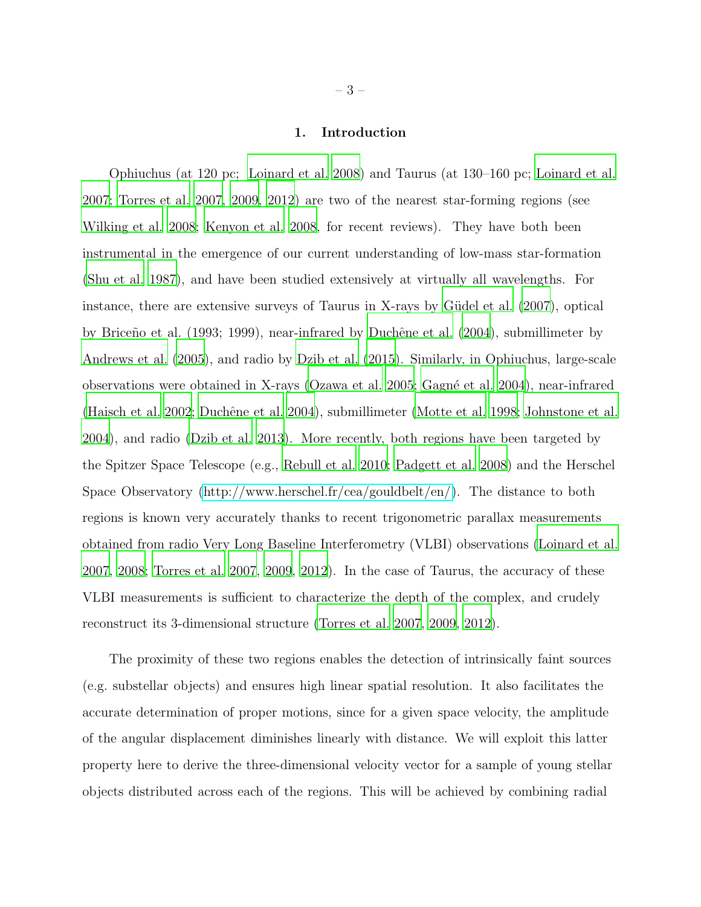## 1. Introduction

Ophiuchus (at 120 pc; Loinard et al. 2008) and Taurus (at 130–160 pc; Loinard et al. 2007; Torres et al. 2007, 2009, 2012) are two of the nearest star-forming regions (see Wilking et al. 2008; Kenyon et al. 2008, for recent reviews). They have both been instrumental in the emergence of our current understanding of low-mass star-formation (Shu et al. 1987), and have been studied extensively at virtually all wavelengths. For instance, there are extensive surveys of Taurus in X-rays by Güdel et al. (2007), optical by Briceño et al. (1993; 1999), near-infrared by Duchêne et al. (2004), submillimeter by Andrews et al. (2005), and radio by Dzib et al. (2015). Similarly, in Ophiuchus, large-scale observations were obtained in X-rays (Ozawa et al. 2005; Gagné et al. 2004), near-infrared (Haisch et al. 2002; Duchêne et al. 2004), submillimeter (Motte et al. 1998; Johnstone et al. 2004), and radio (Dzib et al. 2013). More recently, both regions have been targeted by the Spitzer Space Telescope (e.g., Rebull et al. 2010; Padgett et al. 2008) and the Herschel Space Observatory (http://www.herschel.fr/cea/gouldbelt/en/). The distance to both regions is known very accurately thanks to recent trigonometric parallax measurements obtained from radio Very Long Baseline Interferometry (VLBI) observations (Loinard et al. 2007, 2008; Torres et al. 2007, 2009, 2012). In the case of Taurus, the accuracy of these VLBI measurements is sufficient to characterize the depth of the complex, and crudely reconstruct its 3-dimensional structure (Torres et al. 2007, 2009, 2012).

The proximity of these two regions enables the detection of intrinsically faint sources (e.g. substellar objects) and ensures high linear spatial resolution. It also facilitates the accurate determination of proper motions, since for a given space velocity, the amplitude of the angular displacement diminishes linearly with distance. We will exploit this latter property here to derive the three-dimensional velocity vector for a sample of young stellar objects distributed across each of the regions. This will be achieved by combining radial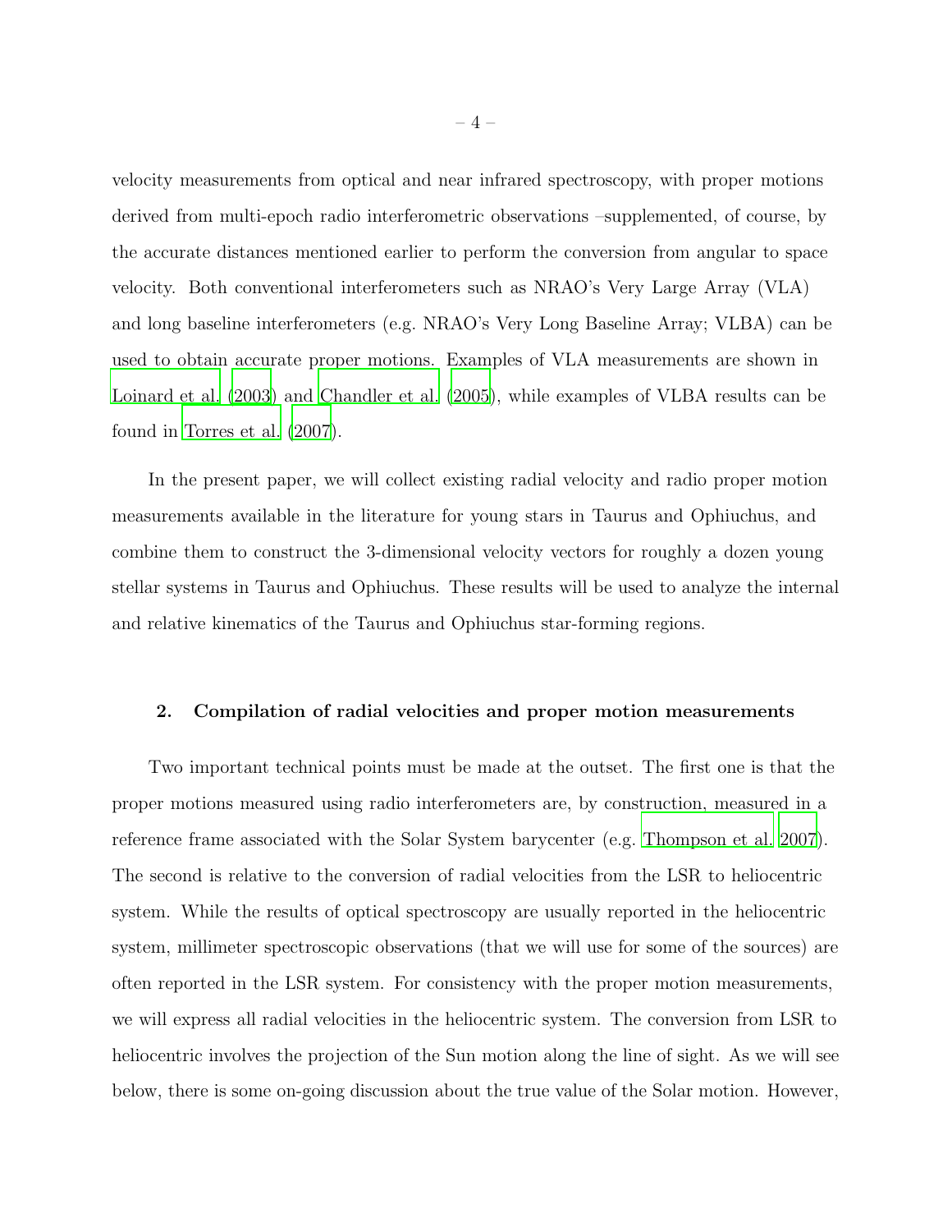velocity measurements from optical and near infrared spectroscopy, with proper motions derived from multi-epoch radio interferometric observations –supplemented, of course, by the accurate distances mentioned earlier to perform the conversion from angular to space velocity. Both conventional interferometers such as NRAO's Very Large Array (VLA) and long baseline interferometers (e.g. NRAO's Very Long Baseline Array; VLBA) can be used to obtain accurate proper motions. Examples of VLA measurements are shown in Loinard et al. (2003) and Chandler et al. (2005), while examples of VLBA results can be found in Torres et al. (2007).

In the present paper, we will collect existing radial velocity and radio proper motion measurements available in the literature for young stars in Taurus and Ophiuchus, and combine them to construct the 3-dimensional velocity vectors for roughly a dozen young stellar systems in Taurus and Ophiuchus. These results will be used to analyze the internal and relative kinematics of the Taurus and Ophiuchus star-forming regions.

## 2. Compilation of radial velocities and proper motion measurements

Two important technical points must be made at the outset. The first one is that the proper motions measured using radio interferometers are, by construction, measured in a reference frame associated with the Solar System barycenter (e.g. Thompson et al. 2007). The second is relative to the conversion of radial velocities from the LSR to heliocentric system. While the results of optical spectroscopy are usually reported in the heliocentric system, millimeter spectroscopic observations (that we will use for some of the sources) are often reported in the LSR system. For consistency with the proper motion measurements, we will express all radial velocities in the heliocentric system. The conversion from LSR to heliocentric involves the projection of the Sun motion along the line of sight. As we will see below, there is some on-going discussion about the true value of the Solar motion. However,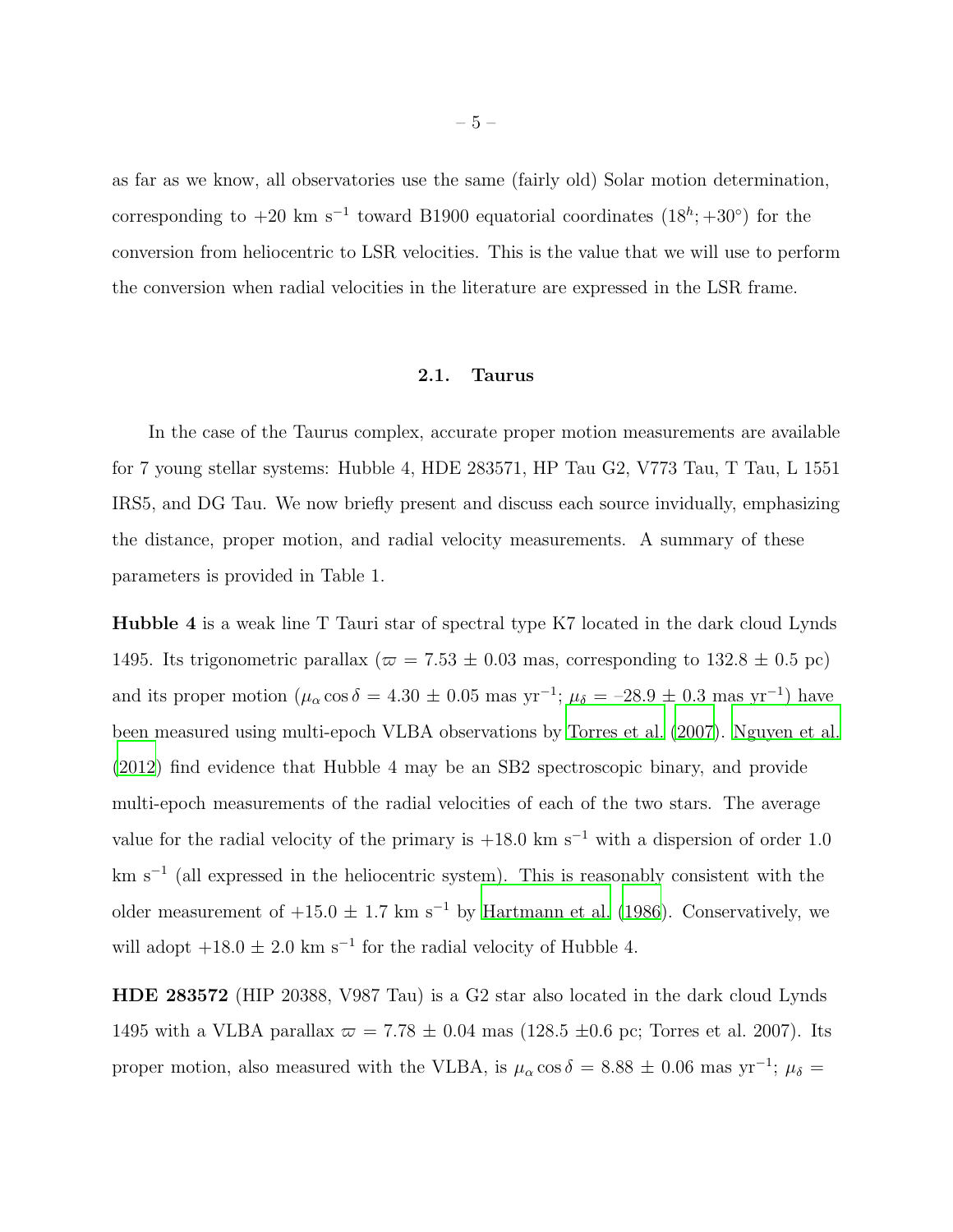as far as we know, all observatories use the same (fairly old) Solar motion determination, corresponding to +20 km s$^{-1}$ toward B1900 equatorial coordinates ($18^h$; $+30^\circ$) for the conversion from heliocentric to LSR velocities. This is the value that we will use to perform the conversion when radial velocities in the literature are expressed in the LSR frame.

## 2.1. Taurus

In the case of the Taurus complex, accurate proper motion measurements are available for 7 young stellar systems: Hubble 4, HDE 283571, HP Tau G2, V773 Tau, T Tau, L 1551 IRS5, and DG Tau. We now briefly present and discuss each source invidually, emphasizing the distance, proper motion, and radial velocity measurements. A summary of these parameters is provided in Table 1.

**Hubble 4** is a weak line T Tauri star of spectral type K7 located in the dark cloud Lynds 1495. Its trigonometric parallax ($\varpi$ = 7.53 ± 0.03 mas, corresponding to 132.8 ± 0.5 pc) and its proper motion ($\mu_\alpha \cos\delta$ = 4.30 ± 0.05 mas yr$^{-1}$; $\mu_\delta$ = –28.9 ± 0.3 mas yr$^{-1}$) have been measured using multi-epoch VLBA observations by Torres et al. (2007). Nguyen et al. (2012) find evidence that Hubble 4 may be an SB2 spectroscopic binary, and provide multi-epoch measurements of the radial velocities of each of the two stars. The average value for the radial velocity of the primary is +18.0 km s$^{-1}$ with a dispersion of order 1.0 km s$^{-1}$ (all expressed in the heliocentric system). This is reasonably consistent with the older measurement of +15.0 ± 1.7 km s$^{-1}$ by Hartmann et al. (1986). Conservatively, we will adopt +18.0 ± 2.0 km s$^{-1}$ for the radial velocity of Hubble 4.

**HDE 283572** (HIP 20388, V987 Tau) is a G2 star also located in the dark cloud Lynds 1495 with a VLBA parallax $\varpi$ = 7.78 ± 0.04 mas (128.5 ±0.6 pc; Torres et al. 2007). Its proper motion, also measured with the VLBA, is $\mu_\alpha \cos\delta$ = 8.88 ± 0.06 mas yr$^{-1}$; $\mu_\delta$ =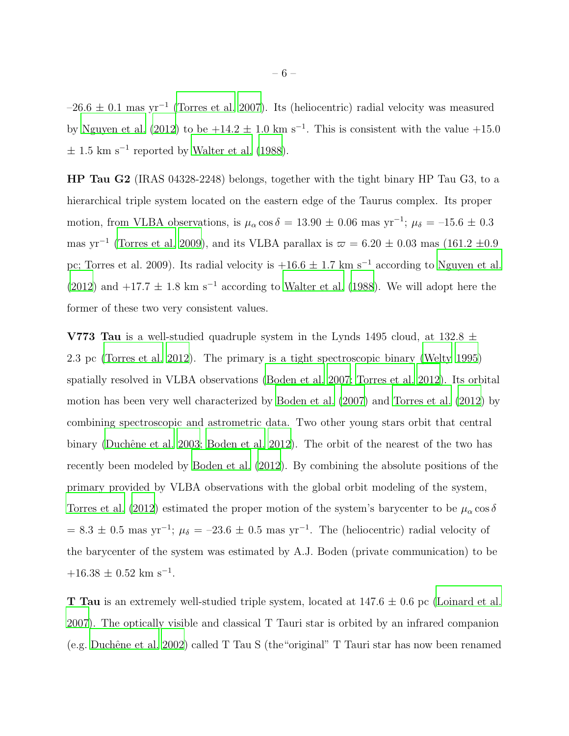–26.6 ± 0.1 mas yr$^{-1}$ (Torres et al. 2007). Its (heliocentric) radial velocity was measured by Nguyen et al. (2012) to be +14.2 ± 1.0 km s$^{-1}$. This is consistent with the value +15.0 ± 1.5 km s$^{-1}$ reported by Walter et al. (1988).

**HP Tau G2** (IRAS 04328-2248) belongs, together with the tight binary HP Tau G3, to a hierarchical triple system located on the eastern edge of the Taurus complex. Its proper motion, from VLBA observations, is $\mu_\alpha \cos\delta$ = 13.90 ± 0.06 mas yr$^{-1}$; $\mu_\delta$ = –15.6 ± 0.3 mas yr$^{-1}$ (Torres et al. 2009), and its VLBA parallax is $\varpi$ = 6.20 ± 0.03 mas (161.2 ±0.9 pc; Torres et al. 2009). Its radial velocity is +16.6 ± 1.7 km s$^{-1}$ according to Nguyen et al. (2012) and +17.7 ± 1.8 km s$^{-1}$ according to Walter et al. (1988). We will adopt here the former of these two very consistent values.

**V773 Tau** is a well-studied quadruple system in the Lynds 1495 cloud, at 132.8 ± 2.3 pc (Torres et al. 2012). The primary is a tight spectroscopic binary (Welty 1995) spatially resolved in VLBA observations (Boden et al. 2007; Torres et al. 2012). Its orbital motion has been very well characterized by Boden et al. (2007) and Torres et al. (2012) by combining spectroscopic and astrometric data. Two other young stars orbit that central binary (Duchêne et al. 2003; Boden et al. 2012). The orbit of the nearest of the two has recently been modeled by Boden et al. (2012). By combining the absolute positions of the primary provided by VLBA observations with the global orbit modeling of the system, Torres et al. (2012) estimated the proper motion of the system's barycenter to be $\mu_\alpha \cos\delta$ = 8.3 ± 0.5 mas yr$^{-1}$; $\mu_\delta$ = –23.6 ± 0.5 mas yr$^{-1}$. The (heliocentric) radial velocity of the barycenter of the system was estimated by A.J. Boden (private communication) to be +16.38 ± 0.52 km s$^{-1}$.

**T Tau** is an extremely well-studied triple system, located at 147.6 ± 0.6 pc (Loinard et al. 2007). The optically visible and classical T Tauri star is orbited by an infrared companion (e.g. Duchêne et al. 2002) called T Tau S (the"original" T Tauri star has now been renamed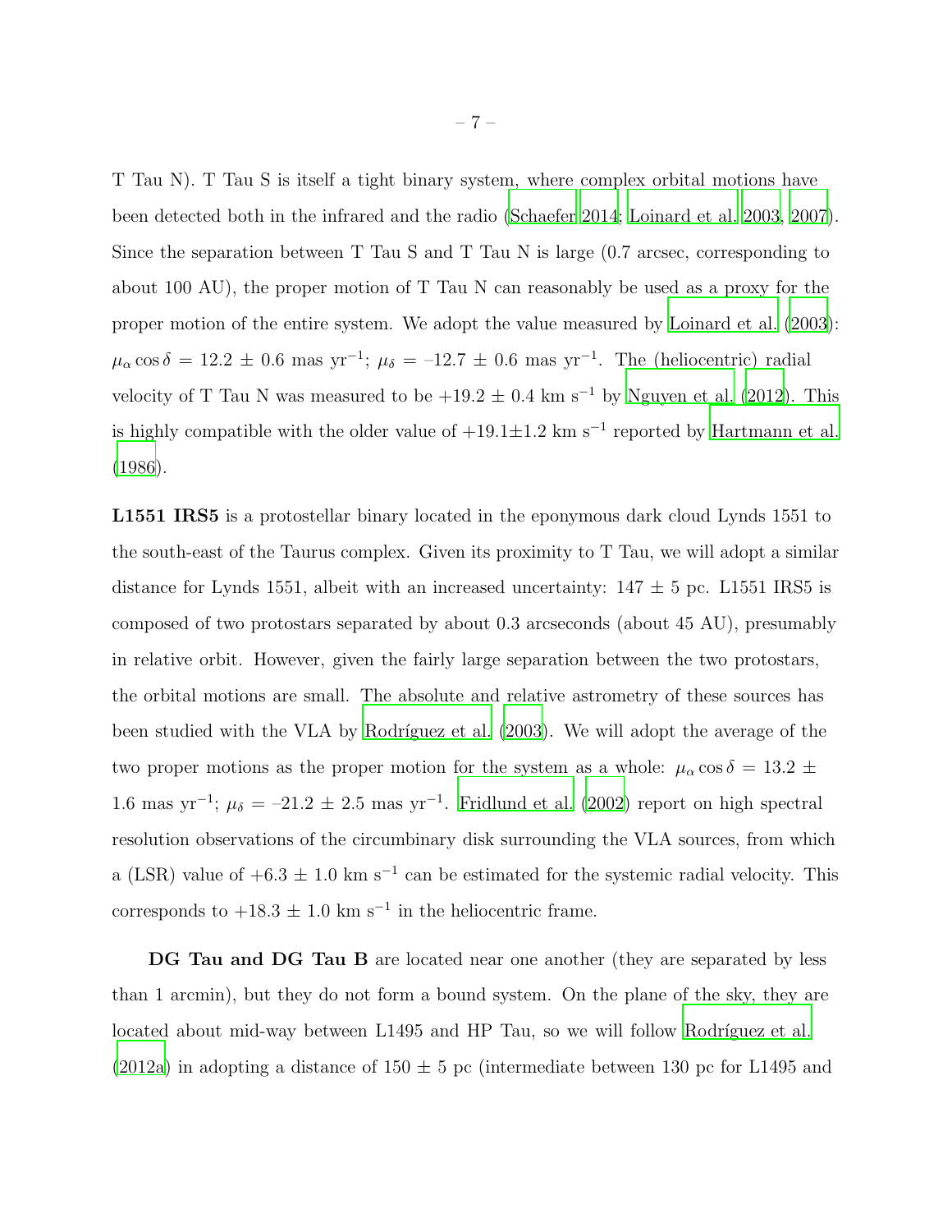T Tau N). T Tau S is itself a tight binary system, where complex orbital motions have been detected both in the infrared and the radio (Schaefer 2014; Loinard et al. 2003, 2007). Since the separation between T Tau S and T Tau N is large (0.7 arcsec, corresponding to about 100 AU), the proper motion of T Tau N can reasonably be used as a proxy for the proper motion of the entire system. We adopt the value measured by Loinard et al. (2003): $\mu_\alpha \cos\delta$ = 12.2 ± 0.6 mas yr$^{-1}$; $\mu_\delta$ = –12.7 ± 0.6 mas yr$^{-1}$. The (heliocentric) radial velocity of T Tau N was measured to be +19.2 ± 0.4 km s$^{-1}$ by Nguyen et al. (2012). This is highly compatible with the older value of +19.1±1.2 km s$^{-1}$ reported by Hartmann et al. (1986).

**L1551 IRS5** is a protostellar binary located in the eponymous dark cloud Lynds 1551 to the south-east of the Taurus complex. Given its proximity to T Tau, we will adopt a similar distance for Lynds 1551, albeit with an increased uncertainty: 147 ± 5 pc. L1551 IRS5 is composed of two protostars separated by about 0.3 arcseconds (about 45 AU), presumably in relative orbit. However, given the fairly large separation between the two protostars, the orbital motions are small. The absolute and relative astrometry of these sources has been studied with the VLA by Rodríguez et al. (2003). We will adopt the average of the two proper motions as the proper motion for the system as a whole: $\mu_\alpha \cos\delta$ = 13.2 ± 1.6 mas yr$^{-1}$; $\mu_\delta$ = –21.2 ± 2.5 mas yr$^{-1}$. Fridlund et al. (2002) report on high spectral resolution observations of the circumbinary disk surrounding the VLA sources, from which a (LSR) value of +6.3 ± 1.0 km s$^{-1}$ can be estimated for the systemic radial velocity. This corresponds to +18.3 ± 1.0 km s$^{-1}$ in the heliocentric frame.

**DG Tau and DG Tau B** are located near one another (they are separated by less than 1 arcmin), but they do not form a bound system. On the plane of the sky, they are located about mid-way between L1495 and HP Tau, so we will follow Rodríguez et al. (2012a) in adopting a distance of 150 ± 5 pc (intermediate between 130 pc for L1495 and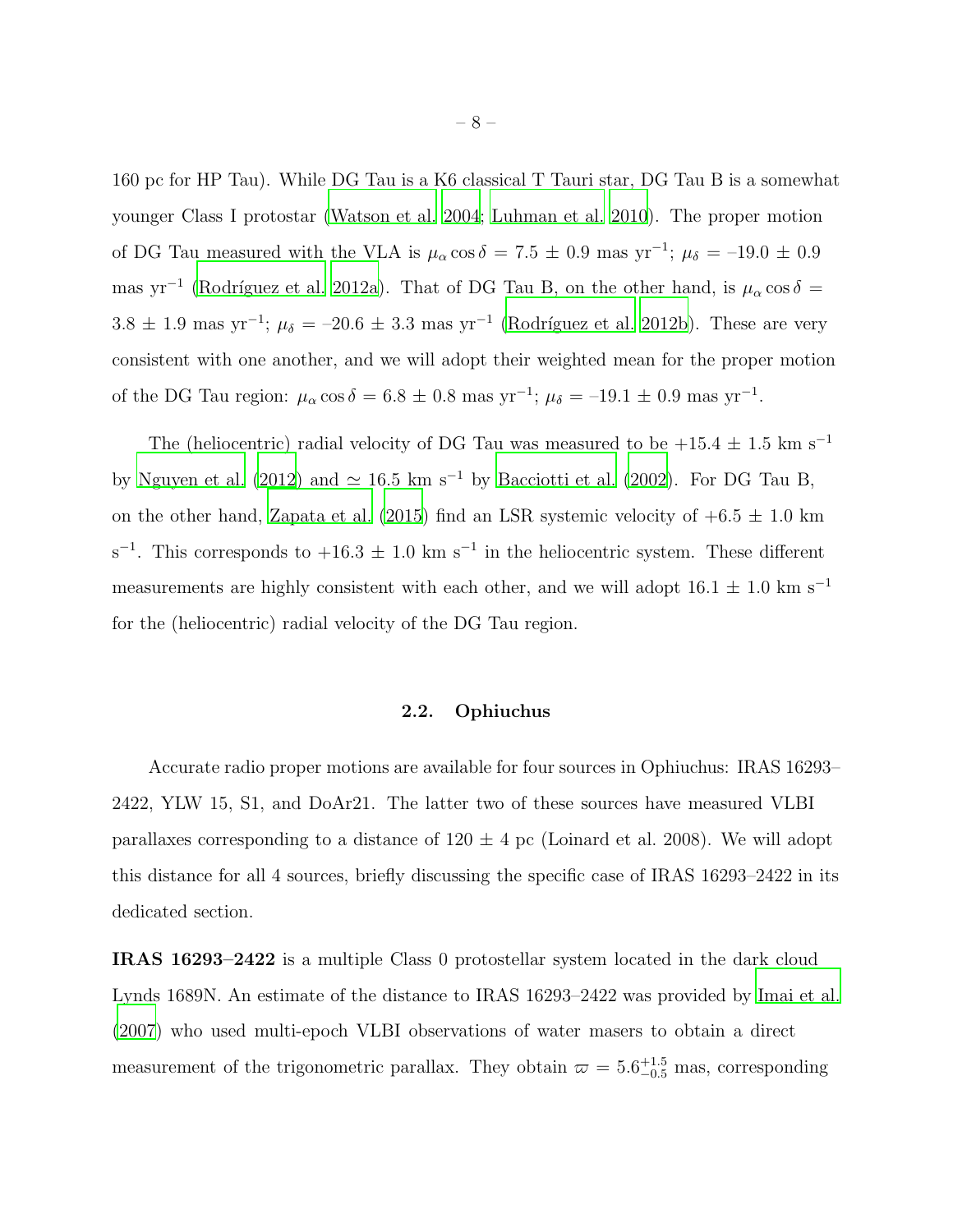160 pc for HP Tau). While DG Tau is a K6 classical T Tauri star, DG Tau B is a somewhat younger Class I protostar (Watson et al. 2004; Luhman et al. 2010). The proper motion of DG Tau measured with the VLA is $\mu_\alpha \cos\delta$ = 7.5 ± 0.9 mas yr$^{-1}$; $\mu_\delta$ = –19.0 ± 0.9 mas yr$^{-1}$ (Rodríguez et al. 2012a). That of DG Tau B, on the other hand, is $\mu_\alpha \cos\delta$ = 3.8 ± 1.9 mas yr$^{-1}$; $\mu_\delta$ = –20.6 ± 3.3 mas yr$^{-1}$ (Rodríguez et al. 2012b). These are very consistent with one another, and we will adopt their weighted mean for the proper motion of the DG Tau region: $\mu_\alpha \cos\delta$ = 6.8 ± 0.8 mas yr$^{-1}$; $\mu_\delta$ = –19.1 ± 0.9 mas yr$^{-1}$.

The (heliocentric) radial velocity of DG Tau was measured to be +15.4 ± 1.5 km s$^{-1}$ by Nguyen et al. (2012) and ≃ 16.5 km s$^{-1}$ by Bacciotti et al. (2002). For DG Tau B, on the other hand, Zapata et al. (2015) find an LSR systemic velocity of +6.5 ± 1.0 km s$^{-1}$. This corresponds to +16.3 ± 1.0 km s$^{-1}$ in the heliocentric system. These different measurements are highly consistent with each other, and we will adopt 16.1 ± 1.0 km s$^{-1}$ for the (heliocentric) radial velocity of the DG Tau region.

### 2.2. Ophiuchus

Accurate radio proper motions are available for four sources in Ophiuchus: IRAS 16293–2422, YLW 15, S1, and DoAr21. The latter two of these sources have measured VLBI parallaxes corresponding to a distance of 120 ± 4 pc (Loinard et al. 2008). We will adopt this distance for all 4 sources, briefly discussing the specific case of IRAS 16293–2422 in its dedicated section.

**IRAS 16293–2422** is a multiple Class 0 protostellar system located in the dark cloud Lynds 1689N. An estimate of the distance to IRAS 16293–2422 was provided by Imai et al. (2007) who used multi-epoch VLBI observations of water masers to obtain a direct measurement of the trigonometric parallax. They obtain $\varpi = 5.6^{+1.5}_{-0.5}$ mas, corresponding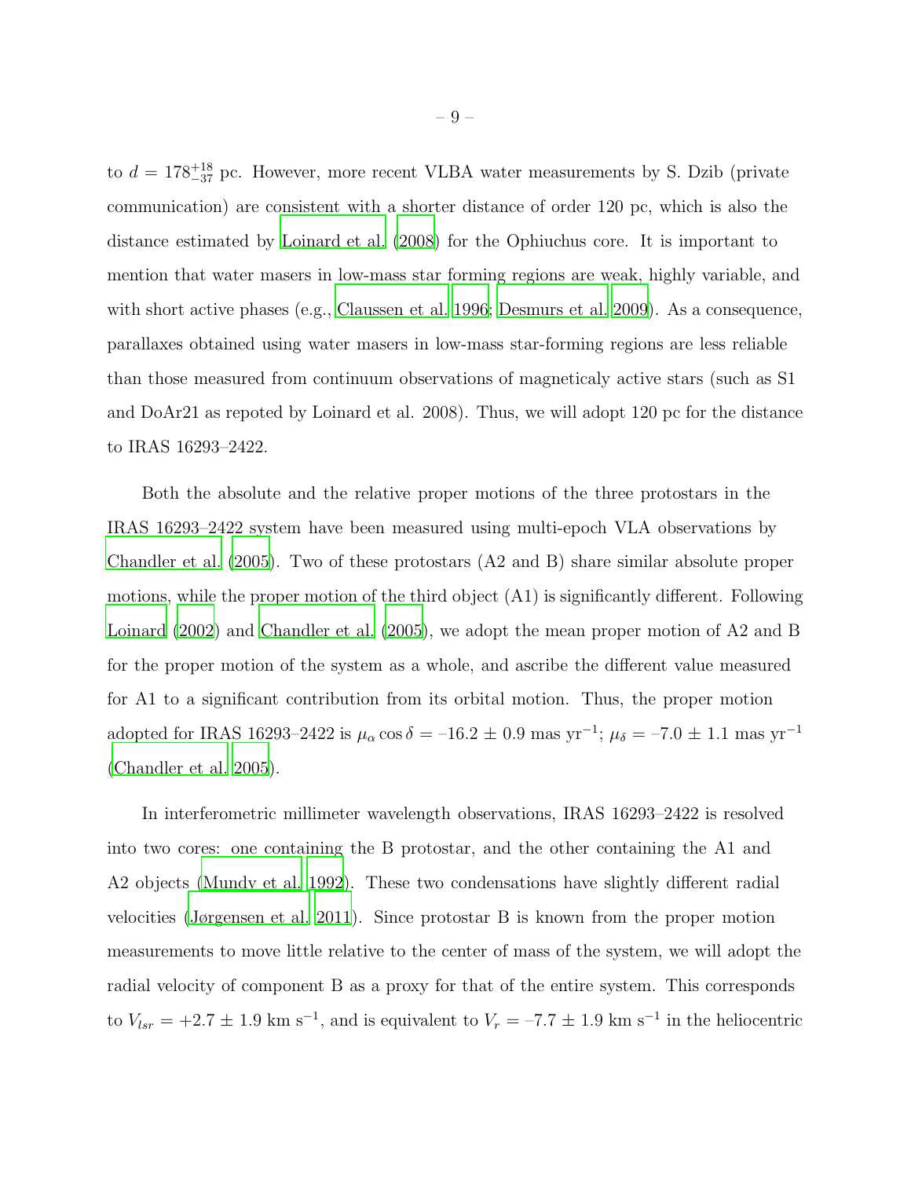to $d = 178^{+18}_{-37}$ pc. However, more recent VLBA water measurements by S. Dzib (private communication) are consistent with a shorter distance of order 120 pc, which is also the distance estimated by Loinard et al. (2008) for the Ophiuchus core. It is important to mention that water masers in low-mass star forming regions are weak, highly variable, and with short active phases (e.g., Claussen et al. 1996; Desmurs et al. 2009). As a consequence, parallaxes obtained using water masers in low-mass star-forming regions are less reliable than those measured from continuum observations of magneticaly active stars (such as S1 and DoAr21 as repoted by Loinard et al. 2008). Thus, we will adopt 120 pc for the distance to IRAS 16293–2422.

Both the absolute and the relative proper motions of the three protostars in the IRAS 16293–2422 system have been measured using multi-epoch VLA observations by Chandler et al. (2005). Two of these protostars (A2 and B) share similar absolute proper motions, while the proper motion of the third object (A1) is significantly different. Following Loinard (2002) and Chandler et al. (2005), we adopt the mean proper motion of A2 and B for the proper motion of the system as a whole, and ascribe the different value measured for A1 to a significant contribution from its orbital motion. Thus, the proper motion adopted for IRAS 16293–2422 is $\mu_\alpha \cos\delta = -16.2 \pm 0.9$ mas yr$^{-1}$; $\mu_\delta = -7.0 \pm 1.1$ mas yr$^{-1}$ (Chandler et al. 2005).

In interferometric millimeter wavelength observations, IRAS 16293–2422 is resolved into two cores: one containing the B protostar, and the other containing the A1 and A2 objects (Mundy et al. 1992). These two condensations have slightly different radial velocities (Jørgensen et al. 2011). Since protostar B is known from the proper motion measurements to move little relative to the center of mass of the system, we will adopt the radial velocity of component B as a proxy for that of the entire system. This corresponds to $V_{lsr} = +2.7 \pm 1.9$ km s$^{-1}$, and is equivalent to $V_r = -7.7 \pm 1.9$ km s$^{-1}$ in the heliocentric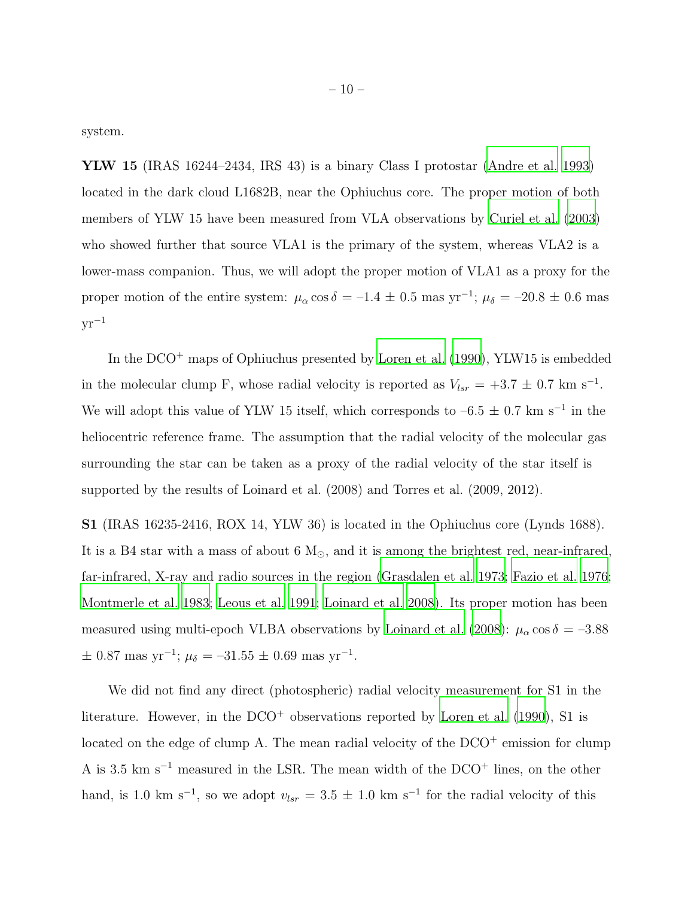system.

**YLW 15** (IRAS 16244–2434, IRS 43) is a binary Class I protostar (Andre et al. 1993) located in the dark cloud L1682B, near the Ophiuchus core. The proper motion of both members of YLW 15 have been measured from VLA observations by Curiel et al. (2003) who showed further that source VLA1 is the primary of the system, whereas VLA2 is a lower-mass companion. Thus, we will adopt the proper motion of VLA1 as a proxy for the proper motion of the entire system: $\mu_\alpha \cos\delta$ = –1.4 ± 0.5 mas yr$^{-1}$; $\mu_\delta$ = –20.8 ± 0.6 mas yr$^{-1}$

In the $DCO^+$ maps of Ophiuchus presented by Loren et al. (1990), YLW15 is embedded in the molecular clump F, whose radial velocity is reported as $V_{lsr}$ = +3.7 ± 0.7 km s$^{-1}$. We will adopt this value of YLW 15 itself, which corresponds to –6.5 ± 0.7 km s$^{-1}$ in the heliocentric reference frame. The assumption that the radial velocity of the molecular gas surrounding the star can be taken as a proxy of the radial velocity of the star itself is supported by the results of Loinard et al. (2008) and Torres et al. (2009, 2012).

**S1** (IRAS 16235-2416, ROX 14, YLW 36) is located in the Ophiuchus core (Lynds 1688). It is a B4 star with a mass of about 6 M$_\odot$, and it is among the brightest red, near-infrared, far-infrared, X-ray and radio sources in the region (Grasdalen et al. 1973; Fazio et al. 1976; Montmerle et al. 1983; Leous et al. 1991; Loinard et al. 2008). Its proper motion has been measured using multi-epoch VLBA observations by Loinard et al. (2008): $\mu_\alpha \cos\delta$ = –3.88 ± 0.87 mas yr$^{-1}$; $\mu_\delta$ = –31.55 ± 0.69 mas yr$^{-1}$.

We did not find any direct (photospheric) radial velocity measurement for S1 in the literature. However, in the $DCO^+$ observations reported by Loren et al. (1990), S1 is located on the edge of clump A. The mean radial velocity of the $DCO^+$ emission for clump A is 3.5 km s$^{-1}$ measured in the LSR. The mean width of the $DCO^+$ lines, on the other hand, is 1.0 km s$^{-1}$, so we adopt $v_{lsr}$ = 3.5 ± 1.0 km s$^{-1}$ for the radial velocity of this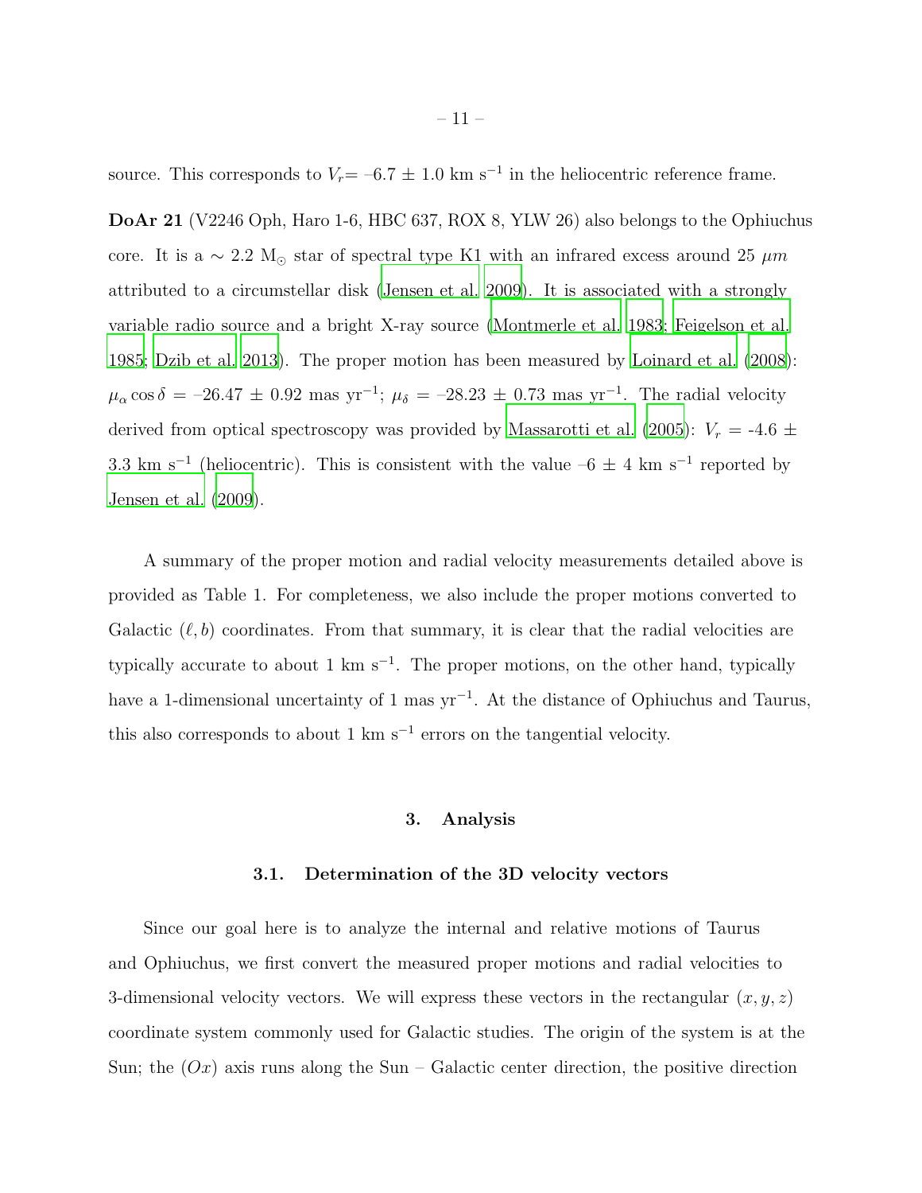source. This corresponds to $V_r$= –6.7 ± 1.0 km s$^{-1}$ in the heliocentric reference frame.

**DoAr 21** (V2246 Oph, Haro 1-6, HBC 637, ROX 8, YLW 26) also belongs to the Ophiuchus core. It is a $\sim$ 2.2 M$_\odot$ star of spectral type K1 with an infrared excess around 25 $\mu m$ attributed to a circumstellar disk (Jensen et al. 2009). It is associated with a strongly variable radio source and a bright X-ray source (Montmerle et al. 1983; Feigelson et al. 1985; Dzib et al. 2013). The proper motion has been measured by Loinard et al. (2008): $\mu_\alpha \cos\delta$ = –26.47 ± 0.92 mas yr$^{-1}$; $\mu_\delta$ = –28.23 ± 0.73 mas yr$^{-1}$. The radial velocity derived from optical spectroscopy was provided by Massarotti et al. (2005): $V_r$ = -4.6 ± 3.3 km s$^{-1}$ (heliocentric). This is consistent with the value –6 ± 4 km s$^{-1}$ reported by Jensen et al. (2009).

A summary of the proper motion and radial velocity measurements detailed above is provided as Table 1. For completeness, we also include the proper motions converted to Galactic $(\ell, b)$ coordinates. From that summary, it is clear that the radial velocities are typically accurate to about 1 km s$^{-1}$. The proper motions, on the other hand, typically have a 1-dimensional uncertainty of 1 mas yr$^{-1}$. At the distance of Ophiuchus and Taurus, this also corresponds to about 1 km s$^{-1}$ errors on the tangential velocity.

## 3. Analysis

### 3.1. Determination of the 3D velocity vectors

Since our goal here is to analyze the internal and relative motions of Taurus and Ophiuchus, we first convert the measured proper motions and radial velocities to 3-dimensional velocity vectors. We will express these vectors in the rectangular $(x, y, z)$ coordinate system commonly used for Galactic studies. The origin of the system is at the Sun; the $(Ox)$ axis runs along the Sun – Galactic center direction, the positive direction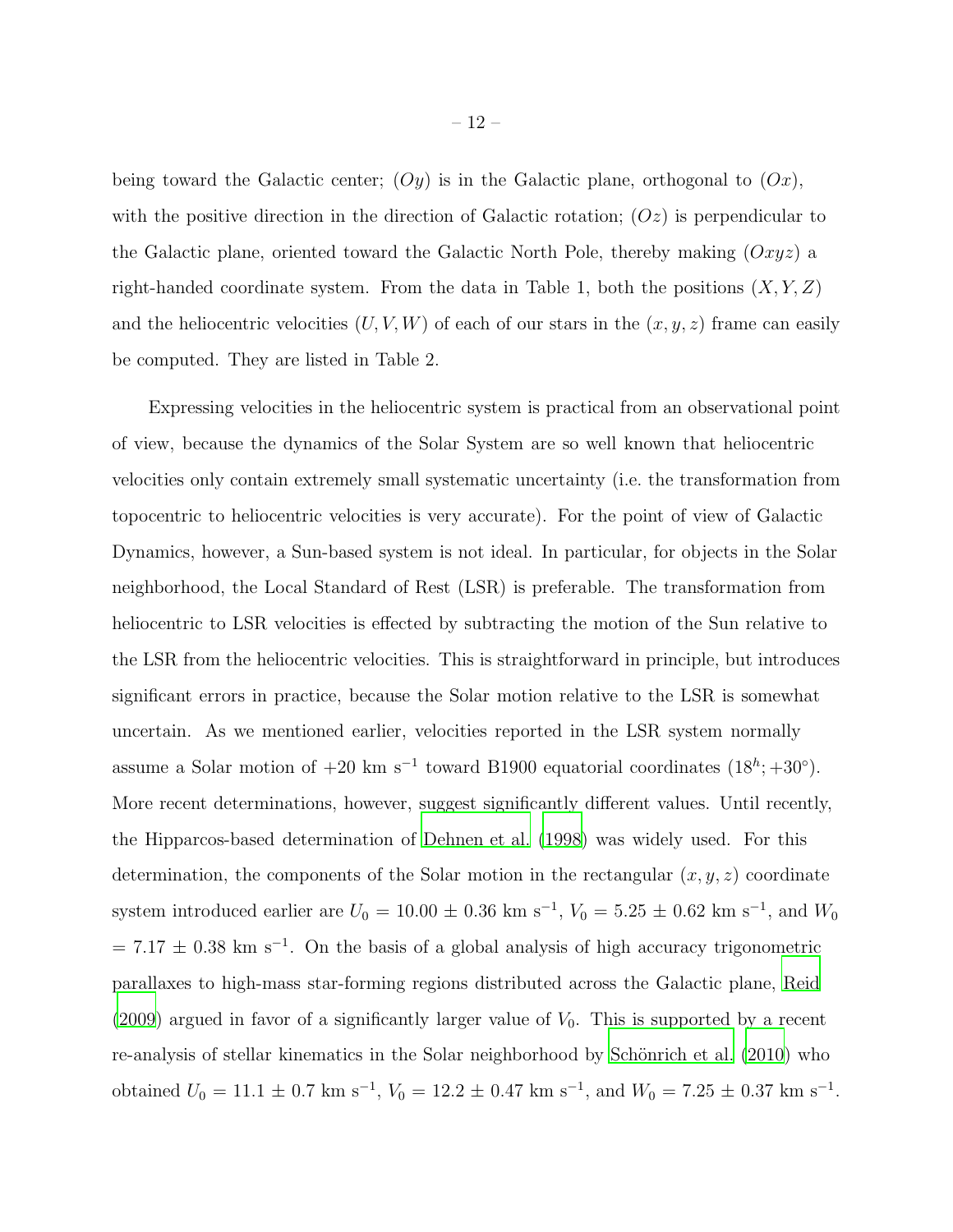being toward the Galactic center; $(Oy)$ is in the Galactic plane, orthogonal to $(Ox)$, with the positive direction in the direction of Galactic rotation; $(Oz)$ is perpendicular to the Galactic plane, oriented toward the Galactic North Pole, thereby making $(Oxyz)$ a right-handed coordinate system. From the data in Table 1, both the positions $(X, Y, Z)$ and the heliocentric velocities $(U, V, W)$ of each of our stars in the $(x, y, z)$ frame can easily be computed. They are listed in Table 2.

Expressing velocities in the heliocentric system is practical from an observational point of view, because the dynamics of the Solar System are so well known that heliocentric velocities only contain extremely small systematic uncertainty (i.e. the transformation from topocentric to heliocentric velocities is very accurate). For the point of view of Galactic Dynamics, however, a Sun-based system is not ideal. In particular, for objects in the Solar neighborhood, the Local Standard of Rest (LSR) is preferable. The transformation from heliocentric to LSR velocities is effected by subtracting the motion of the Sun relative to the LSR from the heliocentric velocities. This is straightforward in principle, but introduces significant errors in practice, because the Solar motion relative to the LSR is somewhat uncertain. As we mentioned earlier, velocities reported in the LSR system normally assume a Solar motion of +20 km s$^{-1}$ toward B1900 equatorial coordinates $(18^h; +30^\circ)$. More recent determinations, however, suggest significantly different values. Until recently, the Hipparcos-based determination of Dehnen et al. (1998) was widely used. For this determination, the components of the Solar motion in the rectangular $(x, y, z)$ coordinate system introduced earlier are $U_0$ = 10.00 ± 0.36 km s$^{-1}$, $V_0$ = 5.25 ± 0.62 km s$^{-1}$, and $W_0$ = 7.17 ± 0.38 km s$^{-1}$. On the basis of a global analysis of high accuracy trigonometric parallaxes to high-mass star-forming regions distributed across the Galactic plane, Reid (2009) argued in favor of a significantly larger value of $V_0$. This is supported by a recent re-analysis of stellar kinematics in the Solar neighborhood by Schönrich et al. (2010) who obtained $U_0$ = 11.1 ± 0.7 km s$^{-1}$, $V_0$ = 12.2 ± 0.47 km s$^{-1}$, and $W_0$ = 7.25 ± 0.37 km s$^{-1}$.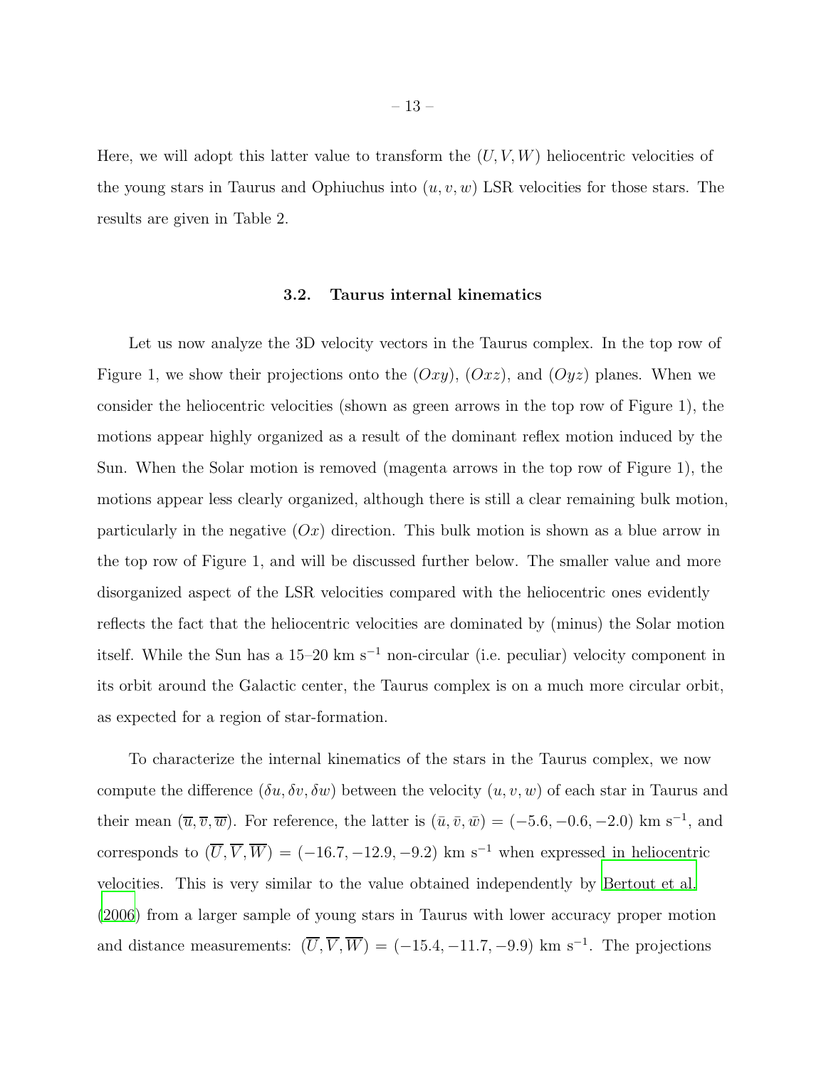Here, we will adopt this latter value to transform the $(U, V, W)$ heliocentric velocities of the young stars in Taurus and Ophiuchus into $(u, v, w)$ LSR velocities for those stars. The results are given in Table 2.

### 3.2. Taurus internal kinematics

Let us now analyze the 3D velocity vectors in the Taurus complex. In the top row of Figure 1, we show their projections onto the $(Oxy)$, $(Oxz)$, and $(Oyz)$ planes. When we consider the heliocentric velocities (shown as green arrows in the top row of Figure 1), the motions appear highly organized as a result of the dominant reflex motion induced by the Sun. When the Solar motion is removed (magenta arrows in the top row of Figure 1), the motions appear less clearly organized, although there is still a clear remaining bulk motion, particularly in the negative $(Ox)$ direction. This bulk motion is shown as a blue arrow in the top row of Figure 1, and will be discussed further below. The smaller value and more disorganized aspect of the LSR velocities compared with the heliocentric ones evidently reflects the fact that the heliocentric velocities are dominated by (minus) the Solar motion itself. While the Sun has a 15–20 km $s^{-1}$ non-circular (i.e. peculiar) velocity component in its orbit around the Galactic center, the Taurus complex is on a much more circular orbit, as expected for a region of star-formation.

To characterize the internal kinematics of the stars in the Taurus complex, we now compute the difference $(\delta u, \delta v, \delta w)$ between the velocity $(u, v, w)$ of each star in Taurus and their mean $(\overline{u}, \overline{v}, \overline{w})$. For reference, the latter is $(\bar{u}, \bar{v}, \bar{w}) = (-5.6, -0.6, -2.0)$ km $s^{-1}$, and corresponds to $(\overline{U}, \overline{V}, \overline{W}) = (-16.7, -12.9, -9.2)$ km $s^{-1}$ when expressed in heliocentric velocities. This is very similar to the value obtained independently by Bertout et al. (2006) from a larger sample of young stars in Taurus with lower accuracy proper motion and distance measurements: $(\overline{U}, \overline{V}, \overline{W}) = (-15.4, -11.7, -9.9)$ km $s^{-1}$. The projections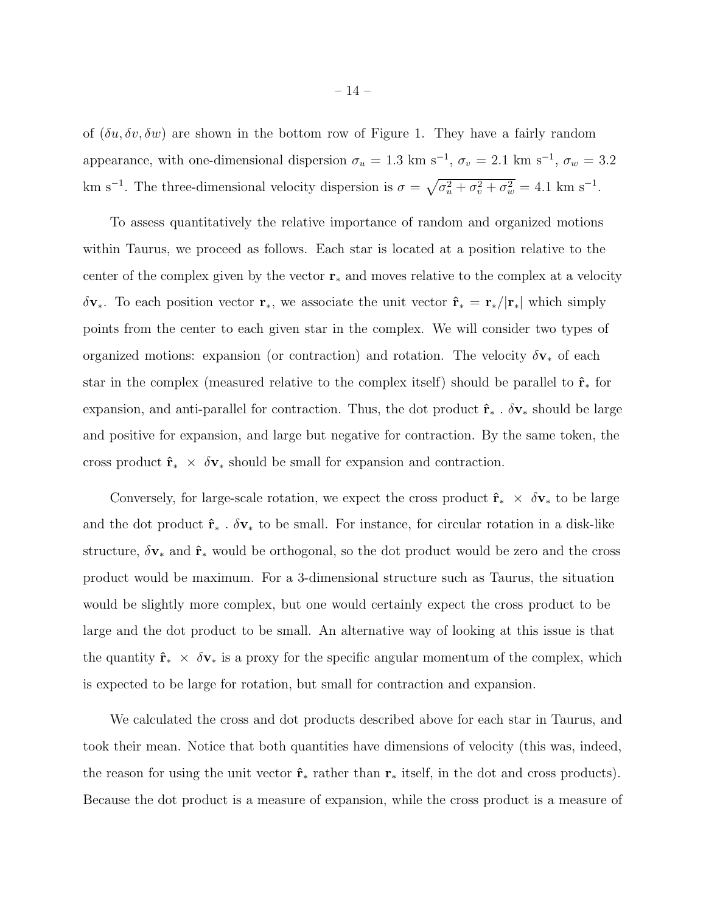of $(\delta u, \delta v, \delta w)$ are shown in the bottom row of Figure 1. They have a fairly random appearance, with one-dimensional dispersion $\sigma_u = 1.3$ km s$^{-1}$, $\sigma_v = 2.1$ km s$^{-1}$, $\sigma_w = 3.2$ km s$^{-1}$. The three-dimensional velocity dispersion is $\sigma = \sqrt{\sigma_u^2 + \sigma_v^2 + \sigma_w^2} = 4.1$ km s$^{-1}$.

To assess quantitatively the relative importance of random and organized motions within Taurus, we proceed as follows. Each star is located at a position relative to the center of the complex given by the vector $\mathbf{r}_*$ and moves relative to the complex at a velocity $\delta\mathbf{v}_*$. To each position vector $\mathbf{r}_*$, we associate the unit vector $\hat{\mathbf{r}}_* = \mathbf{r}_*/|\mathbf{r}_*|$ which simply points from the center to each given star in the complex. We will consider two types of organized motions: expansion (or contraction) and rotation. The velocity $\delta\mathbf{v}_*$ of each star in the complex (measured relative to the complex itself) should be parallel to $\hat{\mathbf{r}}_*$ for expansion, and anti-parallel for contraction. Thus, the dot product $\hat{\mathbf{r}}_* \,.\, \delta\mathbf{v}_*$ should be large and positive for expansion, and large but negative for contraction. By the same token, the cross product $\hat{\mathbf{r}}_* \times \delta\mathbf{v}_*$ should be small for expansion and contraction.

Conversely, for large-scale rotation, we expect the cross product $\hat{\mathbf{r}}_* \times \delta\mathbf{v}_*$ to be large and the dot product $\hat{\mathbf{r}}_* \,.\, \delta\mathbf{v}_*$ to be small. For instance, for circular rotation in a disk-like structure, $\delta\mathbf{v}_*$ and $\hat{\mathbf{r}}_*$ would be orthogonal, so the dot product would be zero and the cross product would be maximum. For a 3-dimensional structure such as Taurus, the situation would be slightly more complex, but one would certainly expect the cross product to be large and the dot product to be small. An alternative way of looking at this issue is that the quantity $\hat{\mathbf{r}}_* \times \delta\mathbf{v}_*$ is a proxy for the specific angular momentum of the complex, which is expected to be large for rotation, but small for contraction and expansion.

We calculated the cross and dot products described above for each star in Taurus, and took their mean. Notice that both quantities have dimensions of velocity (this was, indeed, the reason for using the unit vector $\hat{\mathbf{r}}_*$ rather than $\mathbf{r}_*$ itself, in the dot and cross products). Because the dot product is a measure of expansion, while the cross product is a measure of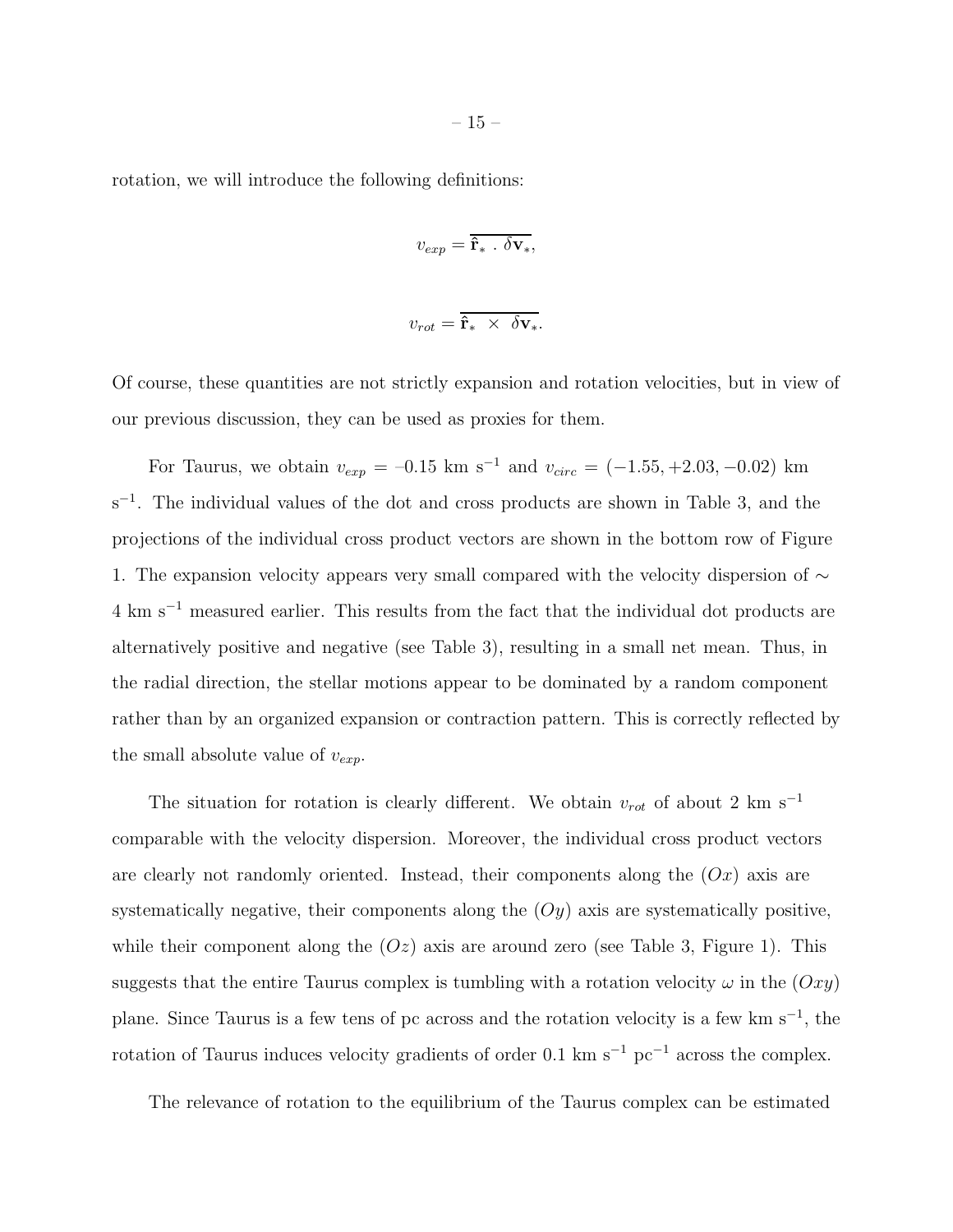rotation, we will introduce the following definitions:

$$v_{exp} = \overline{\hat{\mathbf{r}}_* \, . \, \delta\mathbf{v}_*},$$

$$v_{rot} = \overline{\hat{\mathbf{r}}_* \, \times \, \delta\mathbf{v}_*}.$$

Of course, these quantities are not strictly expansion and rotation velocities, but in view of our previous discussion, they can be used as proxies for them.

For Taurus, we obtain $v_{exp}$ = –0.15 km s$^{-1}$ and $v_{circ} = (-1.55, +2.03, -0.02)$ km s$^{-1}$. The individual values of the dot and cross products are shown in Table 3, and the projections of the individual cross product vectors are shown in the bottom row of Figure 1. The expansion velocity appears very small compared with the velocity dispersion of $\sim$ 4 km s$^{-1}$ measured earlier. This results from the fact that the individual dot products are alternatively positive and negative (see Table 3), resulting in a small net mean. Thus, in the radial direction, the stellar motions appear to be dominated by a random component rather than by an organized expansion or contraction pattern. This is correctly reflected by the small absolute value of $v_{exp}$.

The situation for rotation is clearly different. We obtain $v_{rot}$ of about 2 km s$^{-1}$ comparable with the velocity dispersion. Moreover, the individual cross product vectors are clearly not randomly oriented. Instead, their components along the $(Ox)$ axis are systematically negative, their components along the $(Oy)$ axis are systematically positive, while their component along the $(Oz)$ axis are around zero (see Table 3, Figure 1). This suggests that the entire Taurus complex is tumbling with a rotation velocity $\omega$ in the $(Oxy)$ plane. Since Taurus is a few tens of pc across and the rotation velocity is a few km s$^{-1}$, the rotation of Taurus induces velocity gradients of order 0.1 km s$^{-1}$ pc$^{-1}$ across the complex.

The relevance of rotation to the equilibrium of the Taurus complex can be estimated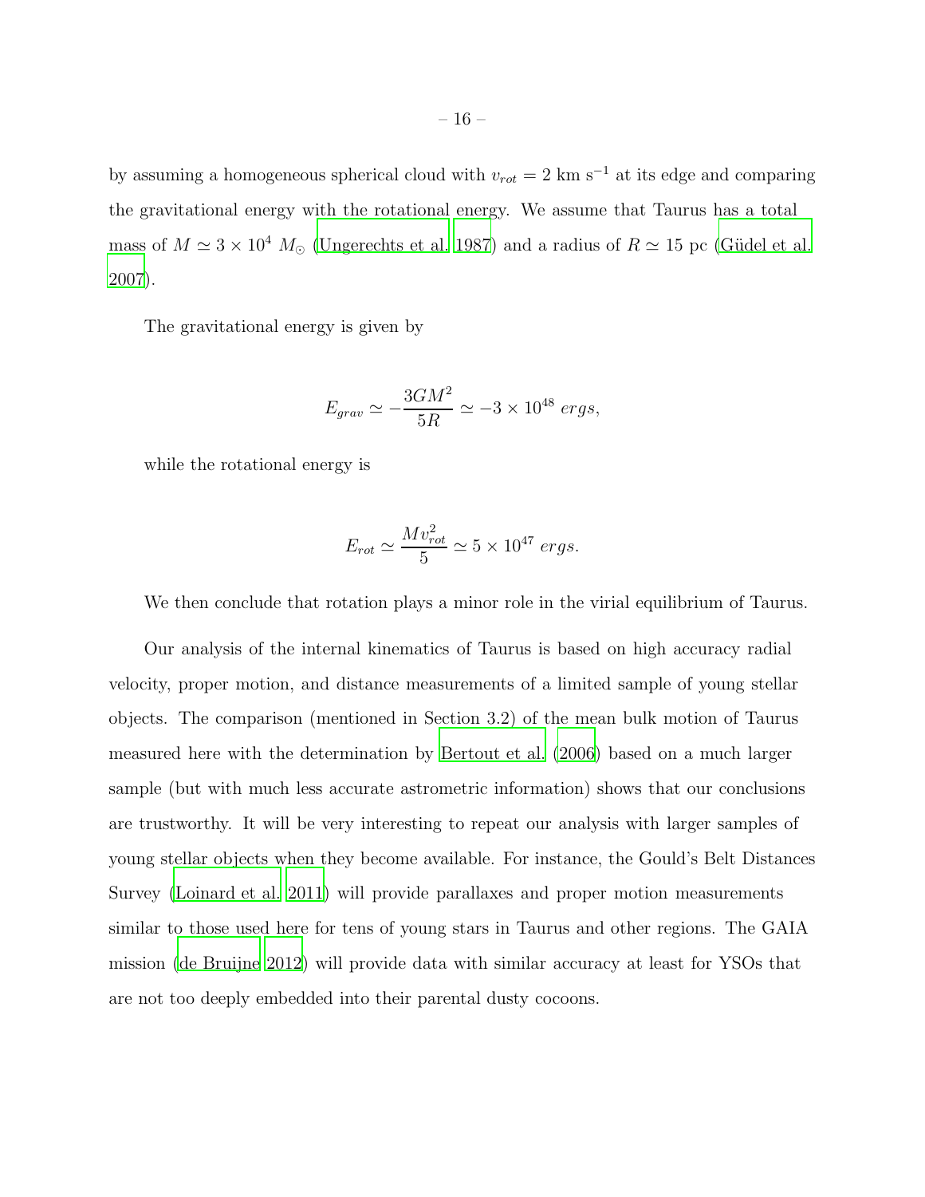by assuming a homogeneous spherical cloud with $v_{rot} = 2$ km s$^{-1}$ at its edge and comparing the gravitational energy with the rotational energy. We assume that Taurus has a total mass of $M \simeq 3 \times 10^4\ M_\odot$ (Ungerechts et al. 1987) and a radius of $R \simeq 15$ pc (Güdel et al. 2007).

The gravitational energy is given by

$$E_{grav} \simeq -\frac{3GM^2}{5R} \simeq -3 \times 10^{48}\ ergs,$$

while the rotational energy is

$$E_{rot} \simeq \frac{Mv_{rot}^2}{5} \simeq 5 \times 10^{47}\ ergs.$$

We then conclude that rotation plays a minor role in the virial equilibrium of Taurus.

Our analysis of the internal kinematics of Taurus is based on high accuracy radial velocity, proper motion, and distance measurements of a limited sample of young stellar objects. The comparison (mentioned in Section 3.2) of the mean bulk motion of Taurus measured here with the determination by Bertout et al. (2006) based on a much larger sample (but with much less accurate astrometric information) shows that our conclusions are trustworthy. It will be very interesting to repeat our analysis with larger samples of young stellar objects when they become available. For instance, the Gould's Belt Distances Survey (Loinard et al. 2011) will provide parallaxes and proper motion measurements similar to those used here for tens of young stars in Taurus and other regions. The GAIA mission (de Bruijne 2012) will provide data with similar accuracy at least for YSOs that are not too deeply embedded into their parental dusty cocoons.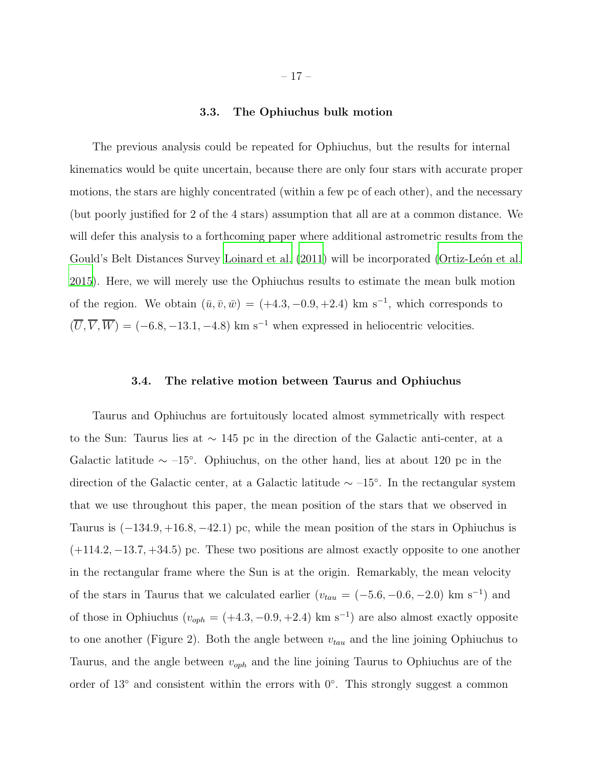### 3.3. The Ophiuchus bulk motion

The previous analysis could be repeated for Ophiuchus, but the results for internal kinematics would be quite uncertain, because there are only four stars with accurate proper motions, the stars are highly concentrated (within a few pc of each other), and the necessary (but poorly justified for 2 of the 4 stars) assumption that all are at a common distance. We will defer this analysis to a forthcoming paper where additional astrometric results from the Gould's Belt Distances Survey Loinard et al. (2011) will be incorporated (Ortiz-León et al. 2015). Here, we will merely use the Ophiuchus results to estimate the mean bulk motion of the region. We obtain $(\bar{u}, \bar{v}, \bar{w}) = (+4.3, -0.9, +2.4)$ km s$^{-1}$, which corresponds to $(\overline{U}, \overline{V}, \overline{W}) = (-6.8, -13.1, -4.8)$ km s$^{-1}$ when expressed in heliocentric velocities.

### 3.4. The relative motion between Taurus and Ophiuchus

Taurus and Ophiuchus are fortuitously located almost symmetrically with respect to the Sun: Taurus lies at $\sim$ 145 pc in the direction of the Galactic anti-center, at a Galactic latitude $\sim$ –15°. Ophiuchus, on the other hand, lies at about 120 pc in the direction of the Galactic center, at a Galactic latitude $\sim$ –15°. In the rectangular system that we use throughout this paper, the mean position of the stars that we observed in Taurus is $(-134.9, +16.8, -42.1)$ pc, while the mean position of the stars in Ophiuchus is $(+114.2, -13.7, +34.5)$ pc. These two positions are almost exactly opposite to one another in the rectangular frame where the Sun is at the origin. Remarkably, the mean velocity of the stars in Taurus that we calculated earlier ($v_{tau} = (-5.6, -0.6, -2.0)$ km s$^{-1}$) and of those in Ophiuchus ($v_{oph} = (+4.3, -0.9, +2.4)$ km s$^{-1}$) are also almost exactly opposite to one another (Figure 2). Both the angle between $v_{tau}$ and the line joining Ophiuchus to Taurus, and the angle between $v_{oph}$ and the line joining Taurus to Ophiuchus are of the order of 13° and consistent within the errors with 0°. This strongly suggest a common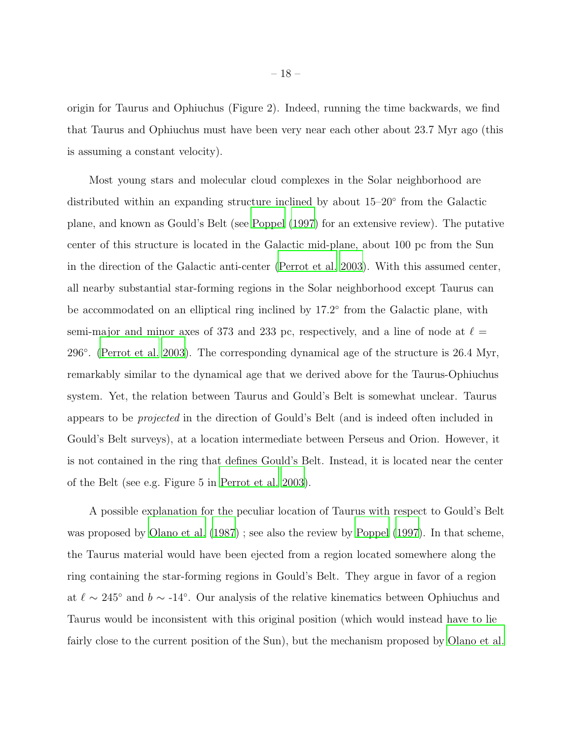origin for Taurus and Ophiuchus (Figure 2). Indeed, running the time backwards, we find that Taurus and Ophiuchus must have been very near each other about 23.7 Myr ago (this is assuming a constant velocity).

Most young stars and molecular cloud complexes in the Solar neighborhood are distributed within an expanding structure inclined by about 15–20° from the Galactic plane, and known as Gould's Belt (see Poppel (1997) for an extensive review). The putative center of this structure is located in the Galactic mid-plane, about 100 pc from the Sun in the direction of the Galactic anti-center (Perrot et al. 2003). With this assumed center, all nearby substantial star-forming regions in the Solar neighborhood except Taurus can be accommodated on an elliptical ring inclined by 17.2° from the Galactic plane, with semi-major and minor axes of 373 and 233 pc, respectively, and a line of node at $\ell$ = 296°. (Perrot et al. 2003). The corresponding dynamical age of the structure is 26.4 Myr, remarkably similar to the dynamical age that we derived above for the Taurus-Ophiuchus system. Yet, the relation between Taurus and Gould's Belt is somewhat unclear. Taurus appears to be *projected* in the direction of Gould's Belt (and is indeed often included in Gould's Belt surveys), at a location intermediate between Perseus and Orion. However, it is not contained in the ring that defines Gould's Belt. Instead, it is located near the center of the Belt (see e.g. Figure 5 in Perrot et al. 2003).

A possible explanation for the peculiar location of Taurus with respect to Gould's Belt was proposed by Olano et al. (1987) ; see also the review by Poppel (1997). In that scheme, the Taurus material would have been ejected from a region located somewhere along the ring containing the star-forming regions in Gould's Belt. They argue in favor of a region at $\ell \sim 245°$ and $b \sim$ -14°. Our analysis of the relative kinematics between Ophiuchus and Taurus would be inconsistent with this original position (which would instead have to lie fairly close to the current position of the Sun), but the mechanism proposed by Olano et al.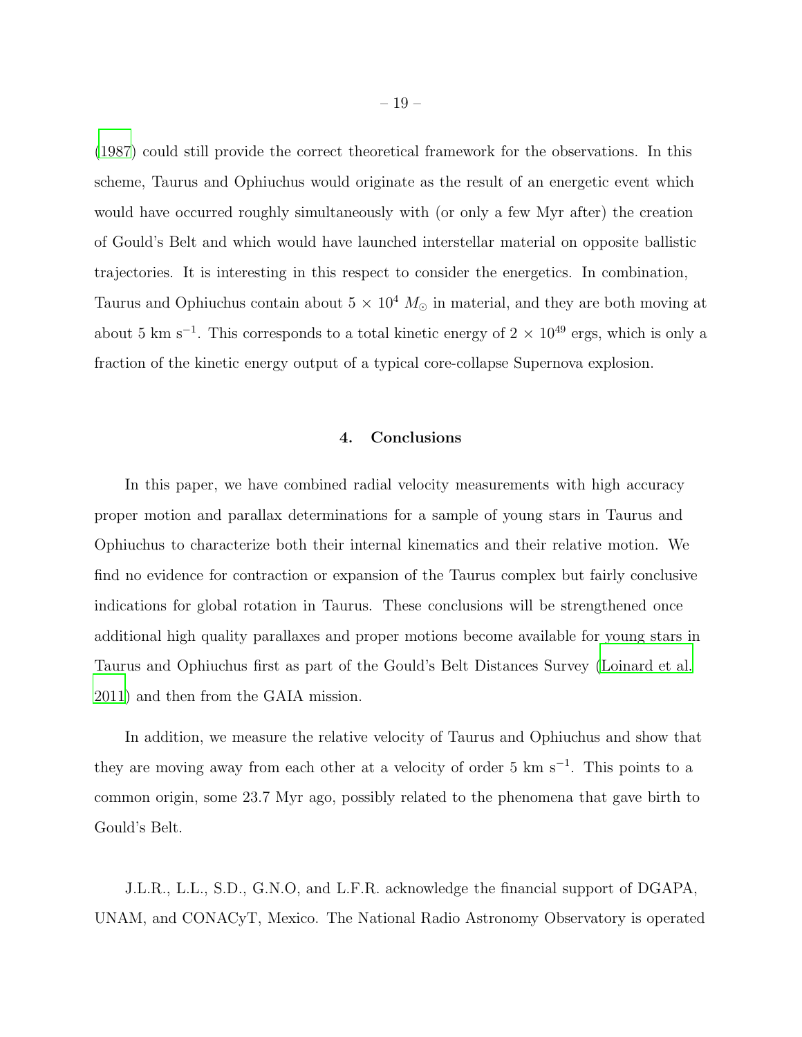(1987) could still provide the correct theoretical framework for the observations. In this scheme, Taurus and Ophiuchus would originate as the result of an energetic event which would have occurred roughly simultaneously with (or only a few Myr after) the creation of Gould's Belt and which would have launched interstellar material on opposite ballistic trajectories. It is interesting in this respect to consider the energetics. In combination, Taurus and Ophiuchus contain about $5 \times 10^4$ $M_\odot$ in material, and they are both moving at about 5 km s$^{-1}$. This corresponds to a total kinetic energy of $2 \times 10^{49}$ ergs, which is only a fraction of the kinetic energy output of a typical core-collapse Supernova explosion.

## 4. Conclusions

In this paper, we have combined radial velocity measurements with high accuracy proper motion and parallax determinations for a sample of young stars in Taurus and Ophiuchus to characterize both their internal kinematics and their relative motion. We find no evidence for contraction or expansion of the Taurus complex but fairly conclusive indications for global rotation in Taurus. These conclusions will be strengthened once additional high quality parallaxes and proper motions become available for young stars in Taurus and Ophiuchus first as part of the Gould's Belt Distances Survey (Loinard et al. 2011) and then from the GAIA mission.

In addition, we measure the relative velocity of Taurus and Ophiuchus and show that they are moving away from each other at a velocity of order 5 km s$^{-1}$. This points to a common origin, some 23.7 Myr ago, possibly related to the phenomena that gave birth to Gould's Belt.

J.L.R., L.L., S.D., G.N.O, and L.F.R. acknowledge the financial support of DGAPA, UNAM, and CONACyT, Mexico. The National Radio Astronomy Observatory is operated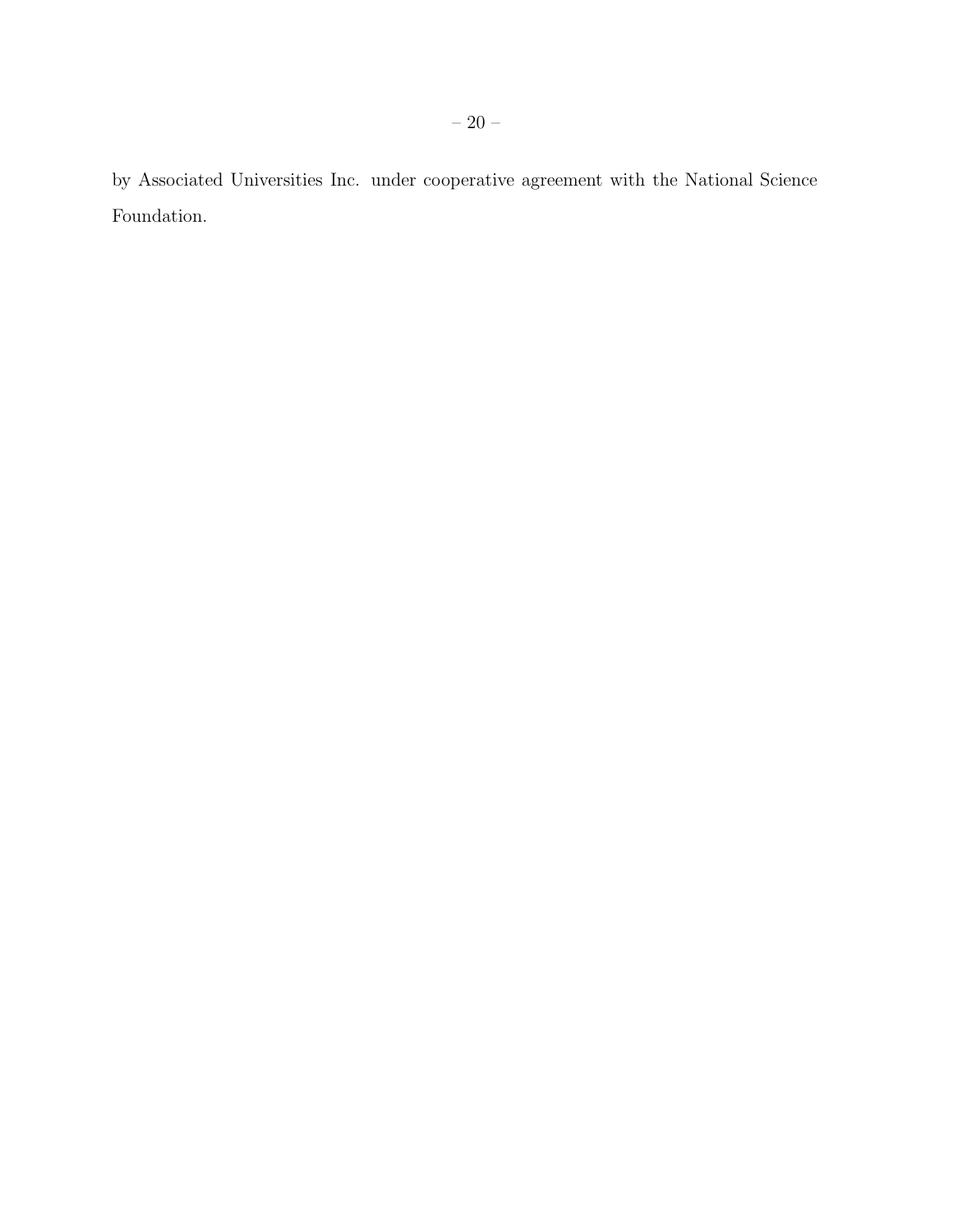by Associated Universities Inc. under cooperative agreement with the National Science Foundation.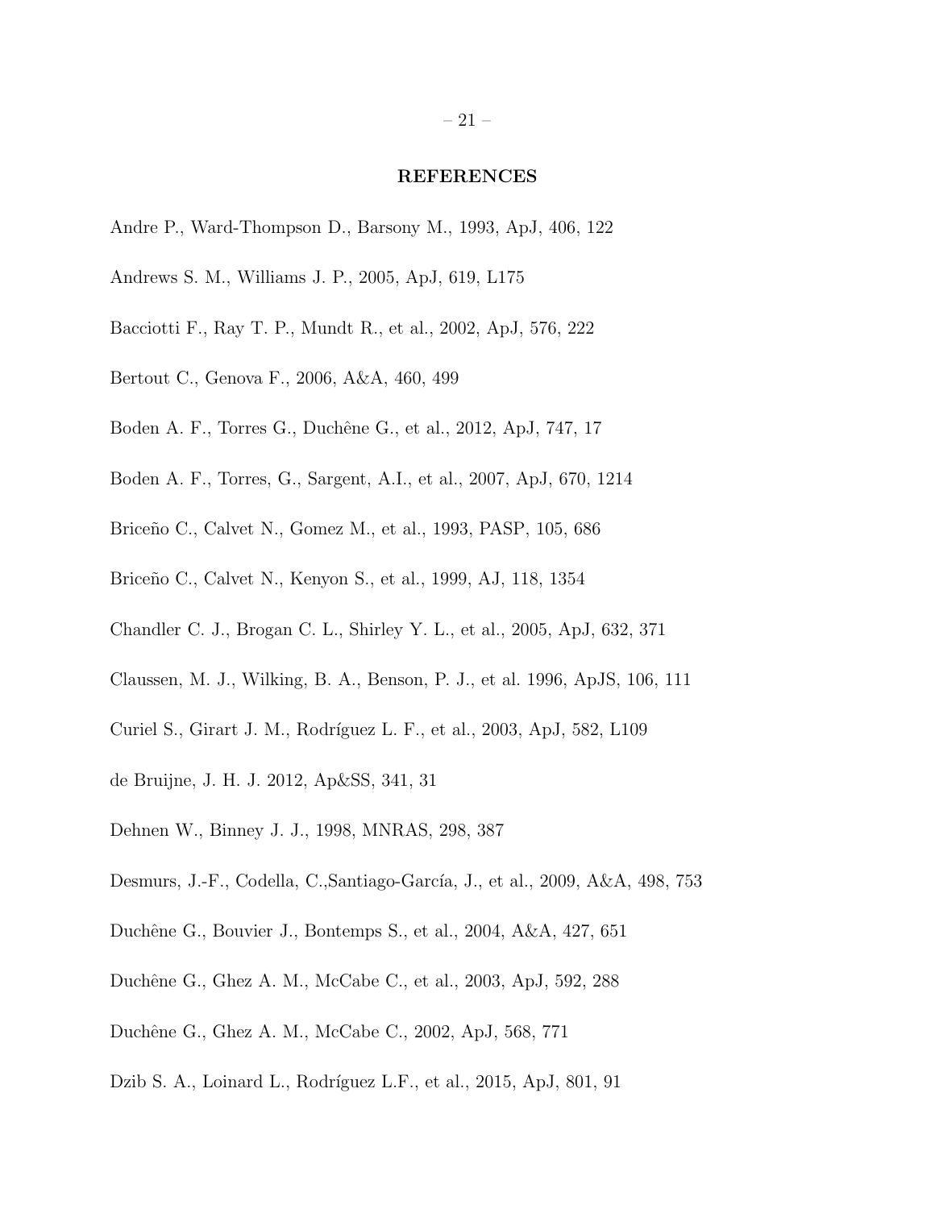## REFERENCES

Andre P., Ward-Thompson D., Barsony M., 1993, ApJ, 406, 122

Andrews S. M., Williams J. P., 2005, ApJ, 619, L175

Bacciotti F., Ray T. P., Mundt R., et al., 2002, ApJ, 576, 222

Bertout C., Genova F., 2006, A&A, 460, 499

Boden A. F., Torres G., Duchêne G., et al., 2012, ApJ, 747, 17

Boden A. F., Torres, G., Sargent, A.I., et al., 2007, ApJ, 670, 1214

Briceño C., Calvet N., Gomez M., et al., 1993, PASP, 105, 686

Briceño C., Calvet N., Kenyon S., et al., 1999, AJ, 118, 1354

Chandler C. J., Brogan C. L., Shirley Y. L., et al., 2005, ApJ, 632, 371

Claussen, M. J., Wilking, B. A., Benson, P. J., et al. 1996, ApJS, 106, 111

Curiel S., Girart J. M., Rodríguez L. F., et al., 2003, ApJ, 582, L109

de Bruijne, J. H. J. 2012, Ap&SS, 341, 31

Dehnen W., Binney J. J., 1998, MNRAS, 298, 387

Desmurs, J.-F., Codella, C.,Santiago-García, J., et al., 2009, A&A, 498, 753

Duchêne G., Bouvier J., Bontemps S., et al., 2004, A&A, 427, 651

Duchêne G., Ghez A. M., McCabe C., et al., 2003, ApJ, 592, 288

Duchêne G., Ghez A. M., McCabe C., 2002, ApJ, 568, 771

Dzib S. A., Loinard L., Rodríguez L.F., et al., 2015, ApJ, 801, 91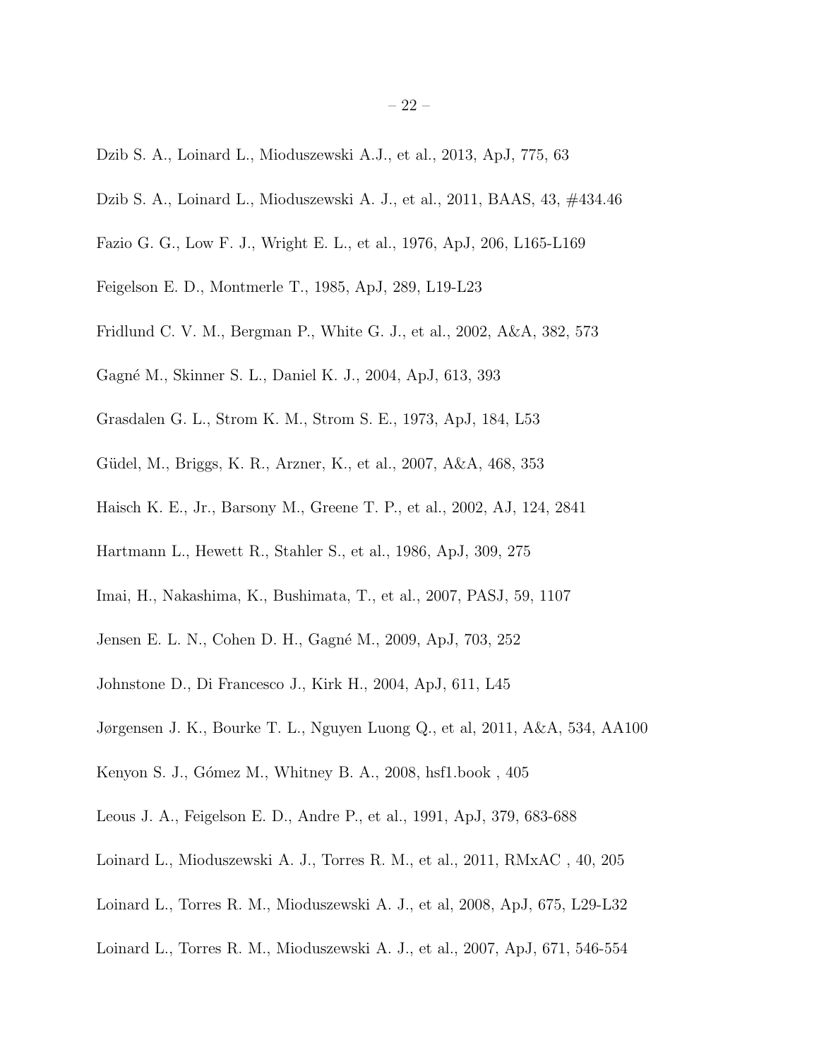Dzib S. A., Loinard L., Mioduszewski A.J., et al., 2013, ApJ, 775, 63

Dzib S. A., Loinard L., Mioduszewski A. J., et al., 2011, BAAS, 43, #434.46

Fazio G. G., Low F. J., Wright E. L., et al., 1976, ApJ, 206, L165-L169

Feigelson E. D., Montmerle T., 1985, ApJ, 289, L19-L23

Fridlund C. V. M., Bergman P., White G. J., et al., 2002, A&A, 382, 573

Gagné M., Skinner S. L., Daniel K. J., 2004, ApJ, 613, 393

Grasdalen G. L., Strom K. M., Strom S. E., 1973, ApJ, 184, L53

Güdel, M., Briggs, K. R., Arzner, K., et al., 2007, A&A, 468, 353

Haisch K. E., Jr., Barsony M., Greene T. P., et al., 2002, AJ, 124, 2841

Hartmann L., Hewett R., Stahler S., et al., 1986, ApJ, 309, 275

Imai, H., Nakashima, K., Bushimata, T., et al., 2007, PASJ, 59, 1107

Jensen E. L. N., Cohen D. H., Gagné M., 2009, ApJ, 703, 252

Johnstone D., Di Francesco J., Kirk H., 2004, ApJ, 611, L45

Jørgensen J. K., Bourke T. L., Nguyen Luong Q., et al, 2011, A&A, 534, AA100

Kenyon S. J., Gómez M., Whitney B. A., 2008, hsf1.book , 405

Leous J. A., Feigelson E. D., Andre P., et al., 1991, ApJ, 379, 683-688

Loinard L., Mioduszewski A. J., Torres R. M., et al., 2011, RMxAC , 40, 205

Loinard L., Torres R. M., Mioduszewski A. J., et al, 2008, ApJ, 675, L29-L32

Loinard L., Torres R. M., Mioduszewski A. J., et al., 2007, ApJ, 671, 546-554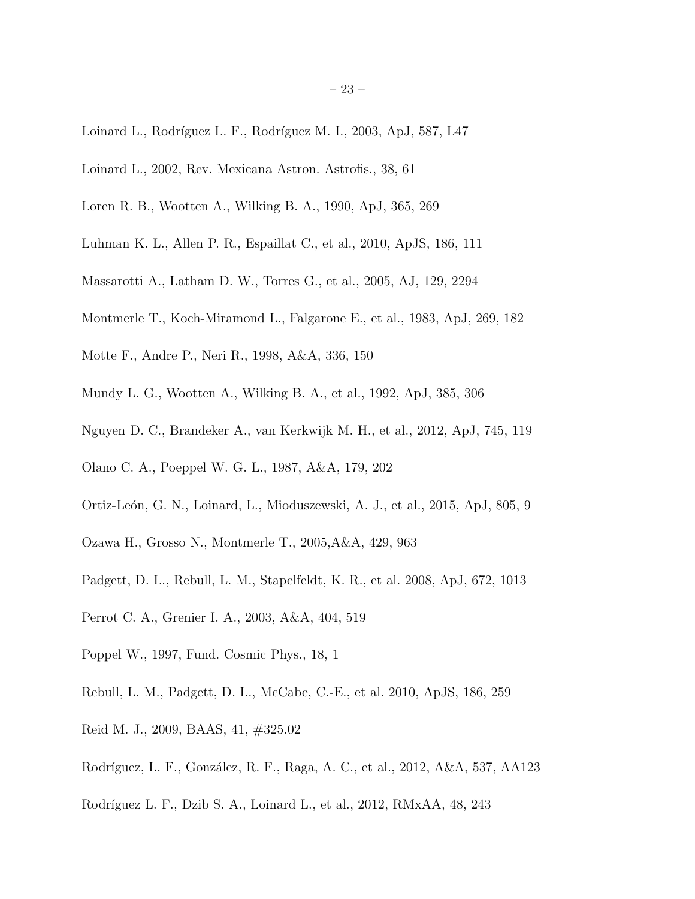Loinard L., Rodríguez L. F., Rodríguez M. I., 2003, ApJ, 587, L47

Loinard L., 2002, Rev. Mexicana Astron. Astrofis., 38, 61

Loren R. B., Wootten A., Wilking B. A., 1990, ApJ, 365, 269

Luhman K. L., Allen P. R., Espaillat C., et al., 2010, ApJS, 186, 111

Massarotti A., Latham D. W., Torres G., et al., 2005, AJ, 129, 2294

Montmerle T., Koch-Miramond L., Falgarone E., et al., 1983, ApJ, 269, 182

Motte F., Andre P., Neri R., 1998, A&A, 336, 150

Mundy L. G., Wootten A., Wilking B. A., et al., 1992, ApJ, 385, 306

Nguyen D. C., Brandeker A., van Kerkwijk M. H., et al., 2012, ApJ, 745, 119

Olano C. A., Poeppel W. G. L., 1987, A&A, 179, 202

Ortiz-León, G. N., Loinard, L., Mioduszewski, A. J., et al., 2015, ApJ, 805, 9

Ozawa H., Grosso N., Montmerle T., 2005,A&A, 429, 963

Padgett, D. L., Rebull, L. M., Stapelfeldt, K. R., et al. 2008, ApJ, 672, 1013

Perrot C. A., Grenier I. A., 2003, A&A, 404, 519

Poppel W., 1997, Fund. Cosmic Phys., 18, 1

Rebull, L. M., Padgett, D. L., McCabe, C.-E., et al. 2010, ApJS, 186, 259

Reid M. J., 2009, BAAS, 41, #325.02

Rodríguez, L. F., González, R. F., Raga, A. C., et al., 2012, A&A, 537, AA123

Rodríguez L. F., Dzib S. A., Loinard L., et al., 2012, RMxAA, 48, 243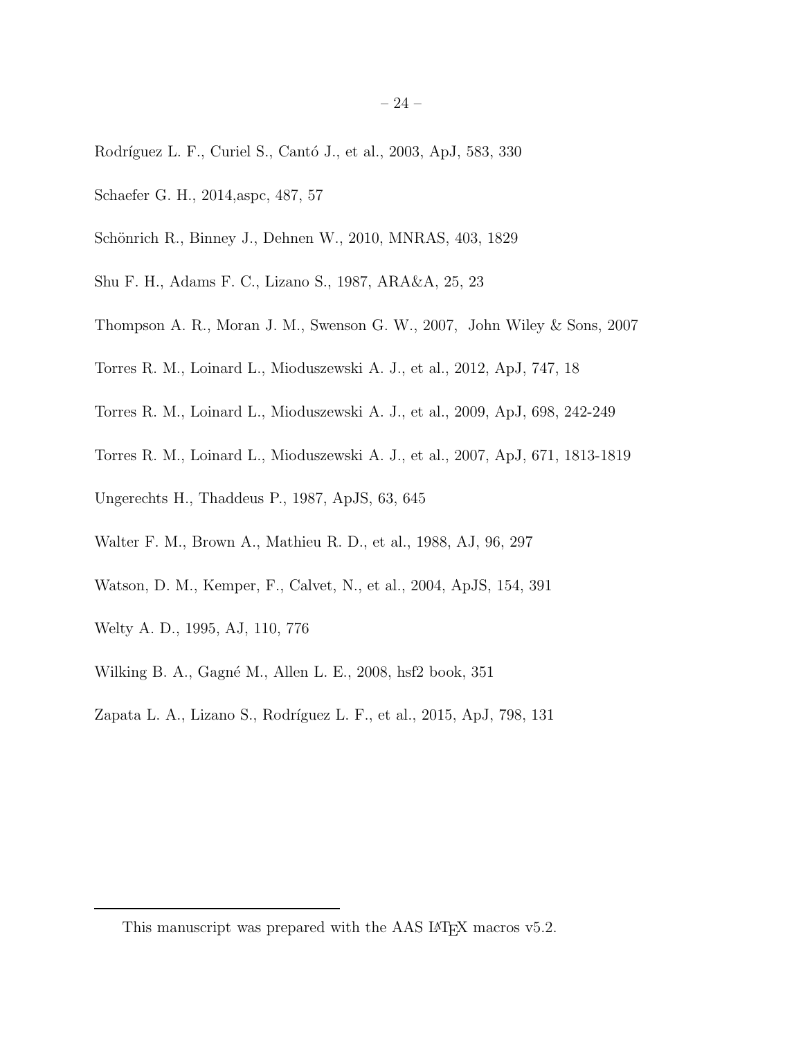Rodríguez L. F., Curiel S., Cantó J., et al., 2003, ApJ, 583, 330

Schaefer G. H., 2014,aspc, 487, 57

Schönrich R., Binney J., Dehnen W., 2010, MNRAS, 403, 1829

Shu F. H., Adams F. C., Lizano S., 1987, ARA&A, 25, 23

Thompson A. R., Moran J. M., Swenson G. W., 2007, John Wiley & Sons, 2007

Torres R. M., Loinard L., Mioduszewski A. J., et al., 2012, ApJ, 747, 18

Torres R. M., Loinard L., Mioduszewski A. J., et al., 2009, ApJ, 698, 242-249

Torres R. M., Loinard L., Mioduszewski A. J., et al., 2007, ApJ, 671, 1813-1819

Ungerechts H., Thaddeus P., 1987, ApJS, 63, 645

Walter F. M., Brown A., Mathieu R. D., et al., 1988, AJ, 96, 297

Watson, D. M., Kemper, F., Calvet, N., et al., 2004, ApJS, 154, 391

Welty A. D., 1995, AJ, 110, 776

Wilking B. A., Gagné M., Allen L. E., 2008, hsf2 book, 351

Zapata L. A., Lizano S., Rodríguez L. F., et al., 2015, ApJ, 798, 131

This manuscript was prepared with the AAS LaTeX macros v5.2.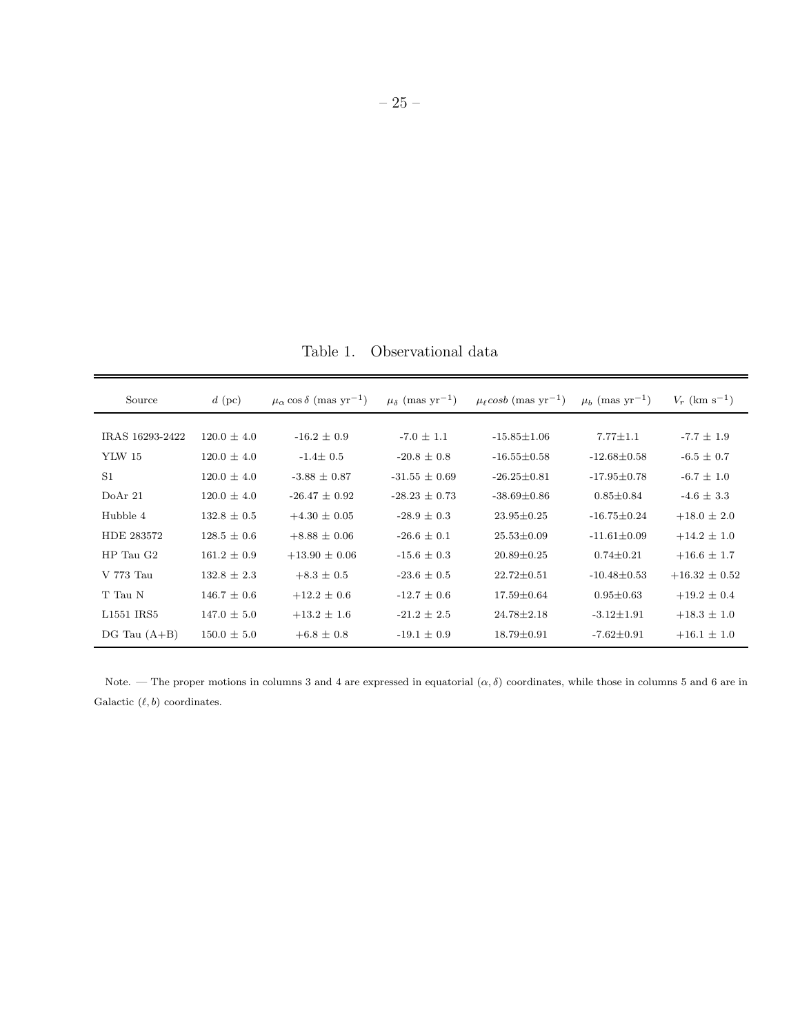Table 1. Observational data

| Source | $d$ (pc) | $\mu_\alpha \cos\delta$ (mas yr$^{-1}$) | $\mu_\delta$ (mas yr$^{-1}$) | $\mu_\ell cosb$ (mas yr$^{-1}$) | $\mu_b$ (mas yr$^{-1}$) | $V_r$ (km s$^{-1}$) |
|---|---|---|---|---|---|---|
| IRAS 16293-2422 | 120.0 ± 4.0 | -16.2 ± 0.9 | -7.0 ± 1.1 | -15.85±1.06 | 7.77±1.1 | -7.7 ± 1.9 |
| YLW 15 | 120.0 ± 4.0 | -1.4± 0.5 | -20.8 ± 0.8 | -16.55±0.58 | -12.68±0.58 | -6.5 ± 0.7 |
| S1 | 120.0 ± 4.0 | -3.88 ± 0.87 | -31.55 ± 0.69 | -26.25±0.81 | -17.95±0.78 | -6.7 ± 1.0 |
| DoAr 21 | 120.0 ± 4.0 | -26.47 ± 0.92 | -28.23 ± 0.73 | -38.69±0.86 | 0.85±0.84 | -4.6 ± 3.3 |
| Hubble 4 | 132.8 ± 0.5 | +4.30 ± 0.05 | -28.9 ± 0.3 | 23.95±0.25 | -16.75±0.24 | +18.0 ± 2.0 |
| HDE 283572 | 128.5 ± 0.6 | +8.88 ± 0.06 | -26.6 ± 0.1 | 25.53±0.09 | -11.61±0.09 | +14.2 ± 1.0 |
| HP Tau G2 | 161.2 ± 0.9 | +13.90 ± 0.06 | -15.6 ± 0.3 | 20.89±0.25 | 0.74±0.21 | +16.6 ± 1.7 |
| V 773 Tau | 132.8 ± 2.3 | +8.3 ± 0.5 | -23.6 ± 0.5 | 22.72±0.51 | -10.48±0.53 | +16.32 ± 0.52 |
| T Tau N | 146.7 ± 0.6 | +12.2 ± 0.6 | -12.7 ± 0.6 | 17.59±0.64 | 0.95±0.63 | +19.2 ± 0.4 |
| L1551 IRS5 | 147.0 ± 5.0 | +13.2 ± 1.6 | -21.2 ± 2.5 | 24.78±2.18 | -3.12±1.91 | +18.3 ± 1.0 |
| DG Tau (A+B) | 150.0 ± 5.0 | +6.8 ± 0.8 | -19.1 ± 0.9 | 18.79±0.91 | -7.62±0.91 | +16.1 ± 1.0 |

Note. — The proper motions in columns 3 and 4 are expressed in equatorial $(\alpha, \delta)$ coordinates, while those in columns 5 and 6 are in Galactic $(\ell, b)$ coordinates.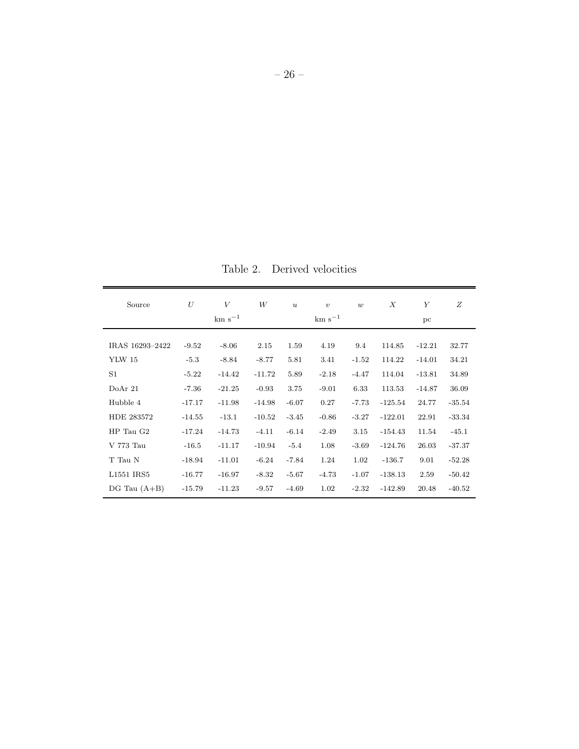Table 2. Derived velocities

| Source | $U$ | $V$ | $W$ | $u$ | $v$ | $w$ | $X$ | $Y$ | $Z$ |
|---|---|---|---|---|---|---|---|---|---|
| | | km s$^{-1}$ | | | km s$^{-1}$ | | | pc | |
| IRAS 16293–2422 | -9.52 | -8.06 | 2.15 | 1.59 | 4.19 | 9.4 | 114.85 | -12.21 | 32.77 |
| YLW 15 | -5.3 | -8.84 | -8.77 | 5.81 | 3.41 | -1.52 | 114.22 | -14.01 | 34.21 |
| S1 | -5.22 | -14.42 | -11.72 | 5.89 | -2.18 | -4.47 | 114.04 | -13.81 | 34.89 |
| DoAr 21 | -7.36 | -21.25 | -0.93 | 3.75 | -9.01 | 6.33 | 113.53 | -14.87 | 36.09 |
| Hubble 4 | -17.17 | -11.98 | -14.98 | -6.07 | 0.27 | -7.73 | -125.54 | 24.77 | -35.54 |
| HDE 283572 | -14.55 | -13.1 | -10.52 | -3.45 | -0.86 | -3.27 | -122.01 | 22.91 | -33.34 |
| HP Tau G2 | -17.24 | -14.73 | -4.11 | -6.14 | -2.49 | 3.15 | -154.43 | 11.54 | -45.1 |
| V 773 Tau | -16.5 | -11.17 | -10.94 | -5.4 | 1.08 | -3.69 | -124.76 | 26.03 | -37.37 |
| T Tau N | -18.94 | -11.01 | -6.24 | -7.84 | 1.24 | 1.02 | -136.7 | 9.01 | -52.28 |
| L1551 IRS5 | -16.77 | -16.97 | -8.32 | -5.67 | -4.73 | -1.07 | -138.13 | 2.59 | -50.42 |
| DG Tau (A+B) | -15.79 | -11.23 | -9.57 | -4.69 | 1.02 | -2.32 | -142.89 | 20.48 | -40.52 |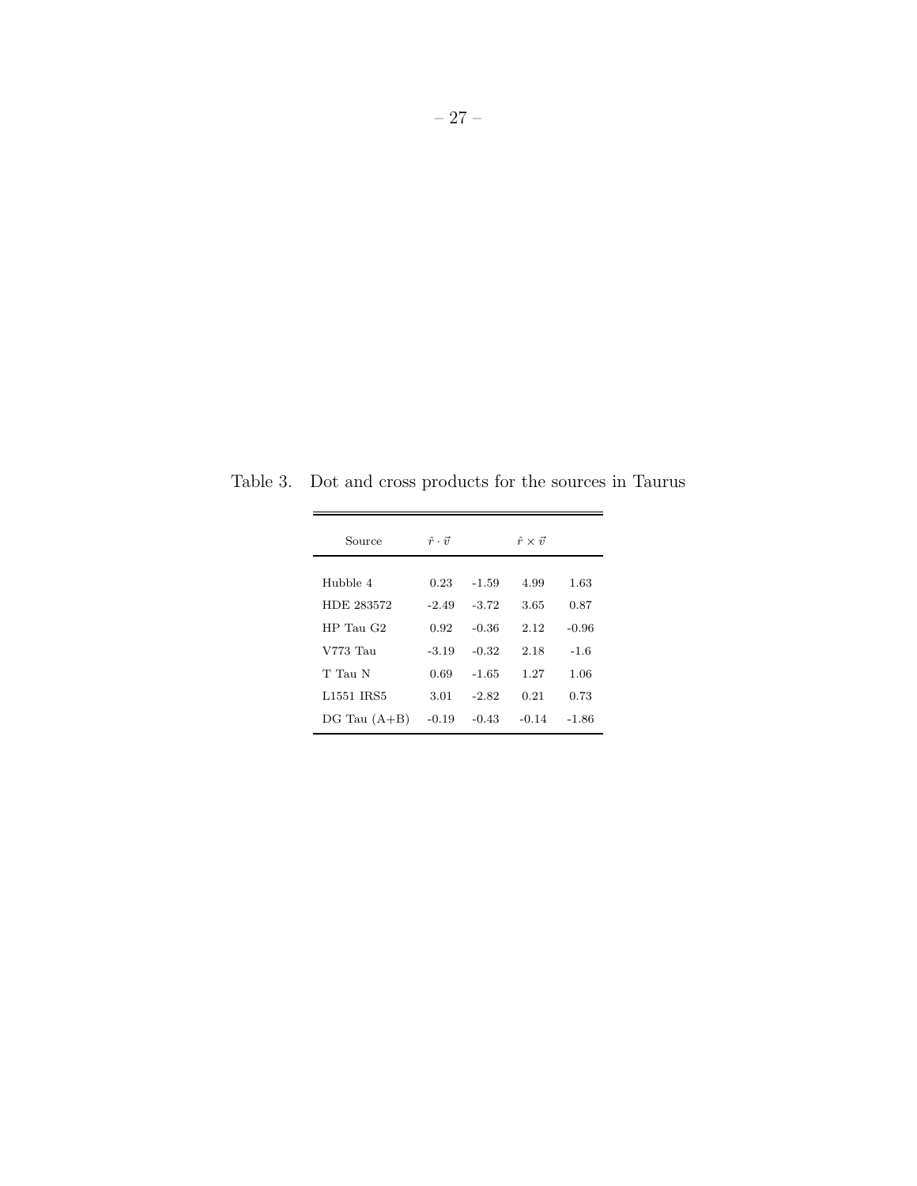Table 3. Dot and cross products for the sources in Taurus

| Source | $\hat{r} \cdot \vec{v}$ | | $\hat{r} \times \vec{v}$ | |
|---|---|---|---|---|
| Hubble 4 | 0.23 | -1.59 | 4.99 | 1.63 |
| HDE 283572 | -2.49 | -3.72 | 3.65 | 0.87 |
| HP Tau G2 | 0.92 | -0.36 | 2.12 | -0.96 |
| V773 Tau | -3.19 | -0.32 | 2.18 | -1.6 |
| T Tau N | 0.69 | -1.65 | 1.27 | 1.06 |
| L1551 IRS5 | 3.01 | -2.82 | 0.21 | 0.73 |
| DG Tau (A+B) | -0.19 | -0.43 | -0.14 | -1.86 |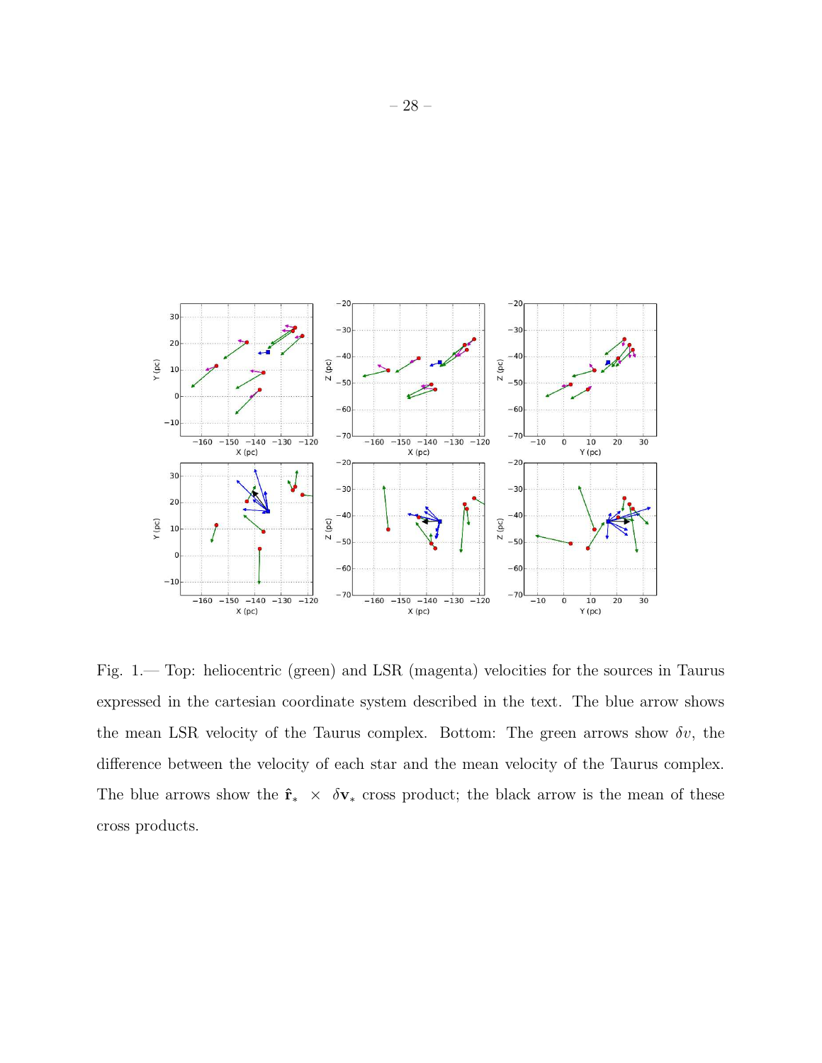Fig. 1.— Top: heliocentric (green) and LSR (magenta) velocities for the sources in Taurus expressed in the cartesian coordinate system described in the text. The blue arrow shows the mean LSR velocity of the Taurus complex. Bottom: The green arrows show $\delta v$, the difference between the velocity of each star and the mean velocity of the Taurus complex. The blue arrows show the $\hat{\mathbf{r}}_* \times \delta \mathbf{v}_*$ cross product; the black arrow is the mean of these cross products.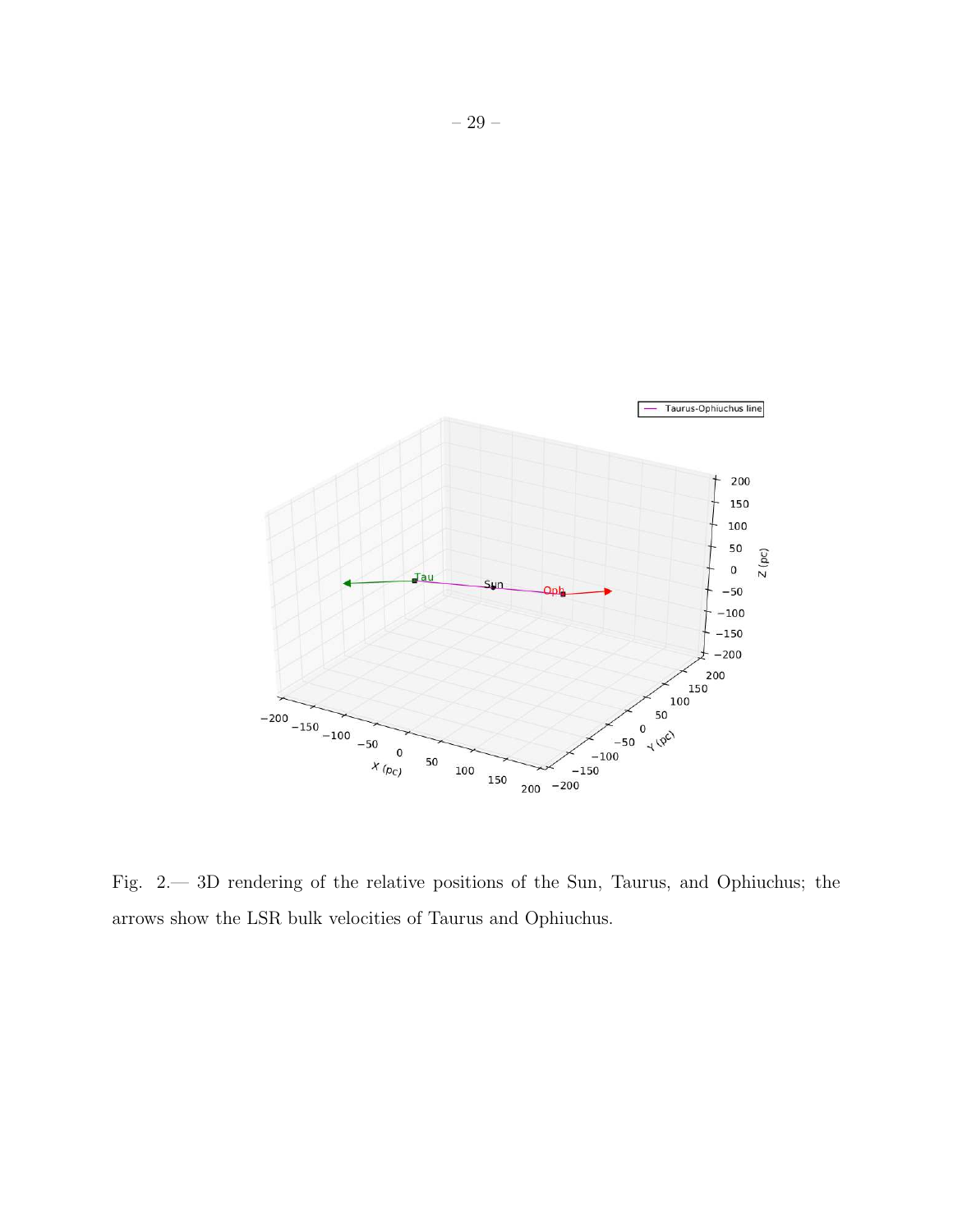Taurus-Ophiuchus line

200
150
100
50
0
−50
−100
−150
−200
Z (pc)

Tau
Sun
Oph

−200 −150 −100 −50 0 50 100 150 200
X (pc)

200 150 100 50 0 −50 −100 −150 −200
Y (pc)

Fig. 2.— 3D rendering of the relative positions of the Sun, Taurus, and Ophiuchus; the arrows show the LSR bulk velocities of Taurus and Ophiuchus.